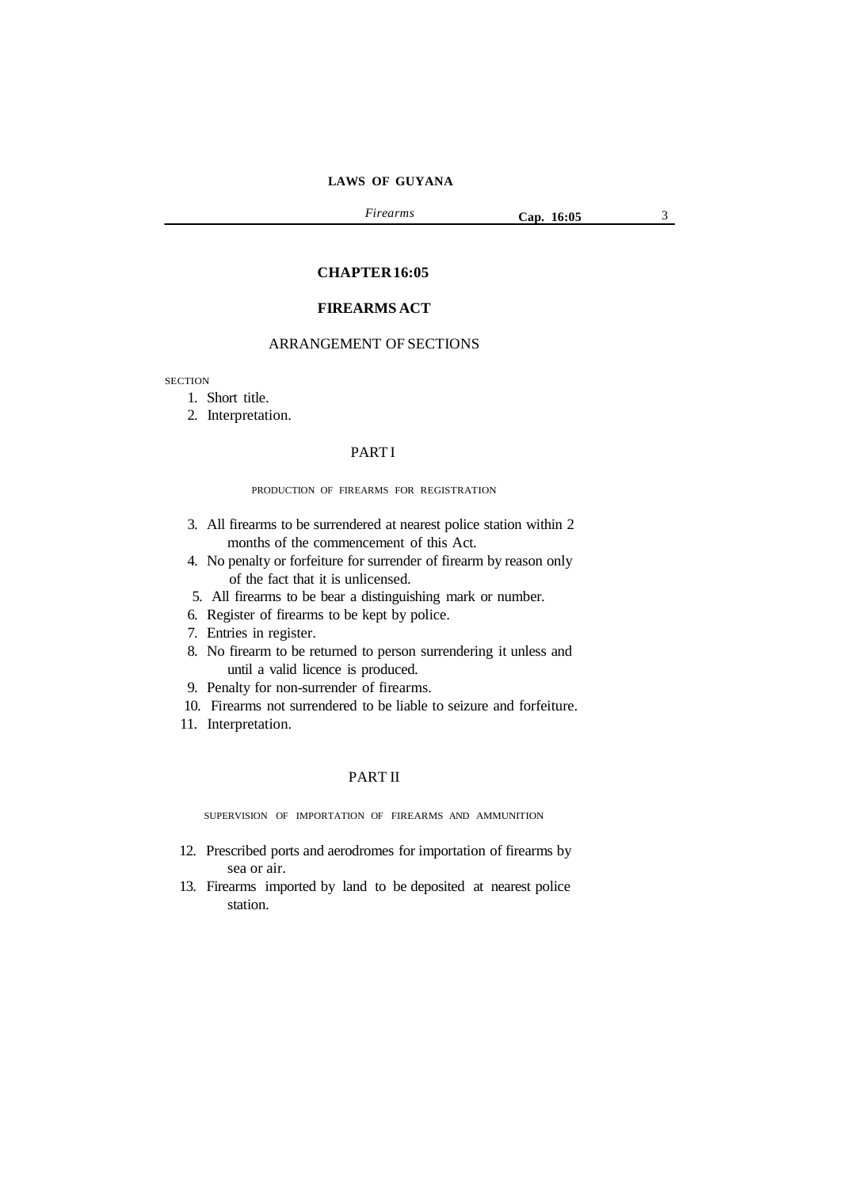# CHAPTER 16:05

## FIREARMS ACT

ARRANGEMENT OF SECTIONS

SECTION

1. Short title.
2. Interpretation.

### PART I

PRODUCTION OF FIREARMS FOR REGISTRATION

3. All firearms to be surrendered at nearest police station within 2 months of the commencement of this Act.
4. No penalty or forfeiture for surrender of firearm by reason only of the fact that it is unlicensed.
5. All firearms to be bear a distinguishing mark or number.
6. Register of firearms to be kept by police.
7. Entries in register.
8. No firearm to be returned to person surrendering it unless and until a valid licence is produced.
9. Penalty for non-surrender of firearms.
10. Firearms not surrendered to be liable to seizure and forfeiture.
11. Interpretation.

### PART II

SUPERVISION OF IMPORTATION OF FIREARMS AND AMMUNITION

12. Prescribed ports and aerodromes for importation of firearms by sea or air.
13. Firearms imported by land to be deposited at nearest police station.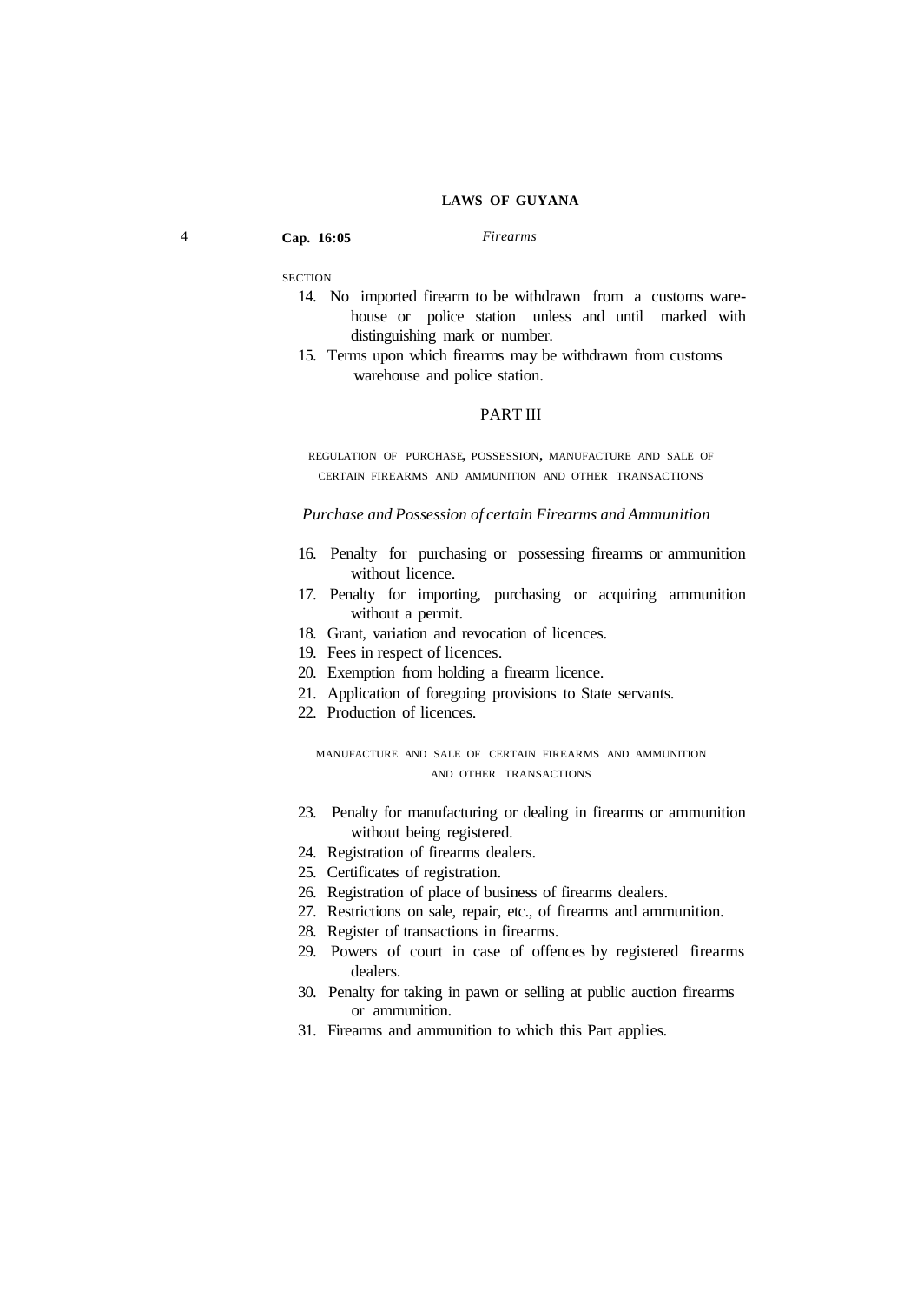SECTION

14. No imported firearm to be withdrawn from a customs warehouse or police station unless and until marked with distinguishing mark or number.
15. Terms upon which firearms may be withdrawn from customs warehouse and police station.

## PART III

### REGULATION OF PURCHASE, POSSESSION, MANUFACTURE AND SALE OF CERTAIN FIREARMS AND AMMUNITION AND OTHER TRANSACTIONS

*Purchase and Possession of certain Firearms and Ammunition*

16. Penalty for purchasing or possessing firearms or ammunition without licence.
17. Penalty for importing, purchasing or acquiring ammunition without a permit.
18. Grant, variation and revocation of licences.
19. Fees in respect of licences.
20. Exemption from holding a firearm licence.
21. Application of foregoing provisions to State servants.
22. Production of licences.

### MANUFACTURE AND SALE OF CERTAIN FIREARMS AND AMMUNITION AND OTHER TRANSACTIONS

23. Penalty for manufacturing or dealing in firearms or ammunition without being registered.
24. Registration of firearms dealers.
25. Certificates of registration.
26. Registration of place of business of firearms dealers.
27. Restrictions on sale, repair, etc., of firearms and ammunition.
28. Register of transactions in firearms.
29. Powers of court in case of offences by registered firearms dealers.
30. Penalty for taking in pawn or selling at public auction firearms or ammunition.
31. Firearms and ammunition to which this Part applies.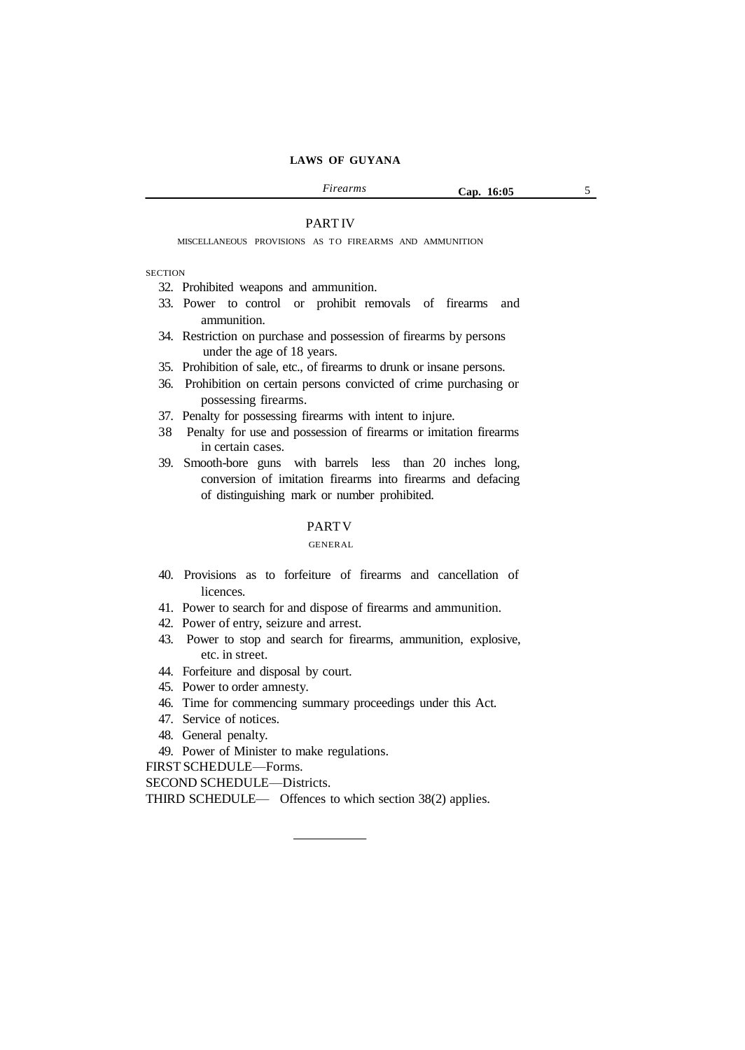## PART IV

MISCELLANEOUS PROVISIONS AS TO FIREARMS AND AMMUNITION

SECTION

32. Prohibited weapons and ammunition.
33. Power to control or prohibit removals of firearms and ammunition.
34. Restriction on purchase and possession of firearms by persons under the age of 18 years.
35. Prohibition of sale, etc., of firearms to drunk or insane persons.
36. Prohibition on certain persons convicted of crime purchasing or possessing firearms.
37. Penalty for possessing firearms with intent to injure.
38 Penalty for use and possession of firearms or imitation firearms in certain cases.
39. Smooth-bore guns with barrels less than 20 inches long, conversion of imitation firearms into firearms and defacing of distinguishing mark or number prohibited.

## PART V

GENERAL

40. Provisions as to forfeiture of firearms and cancellation of licences.
41. Power to search for and dispose of firearms and ammunition.
42. Power of entry, seizure and arrest.
43. Power to stop and search for firearms, ammunition, explosive, etc. in street.
44. Forfeiture and disposal by court.
45. Power to order amnesty.
46. Time for commencing summary proceedings under this Act.
47. Service of notices.
48. General penalty.
49. Power of Minister to make regulations.

FIRST SCHEDULE—Forms.

SECOND SCHEDULE—Districts.

THIRD SCHEDULE— Offences to which section 38(2) applies.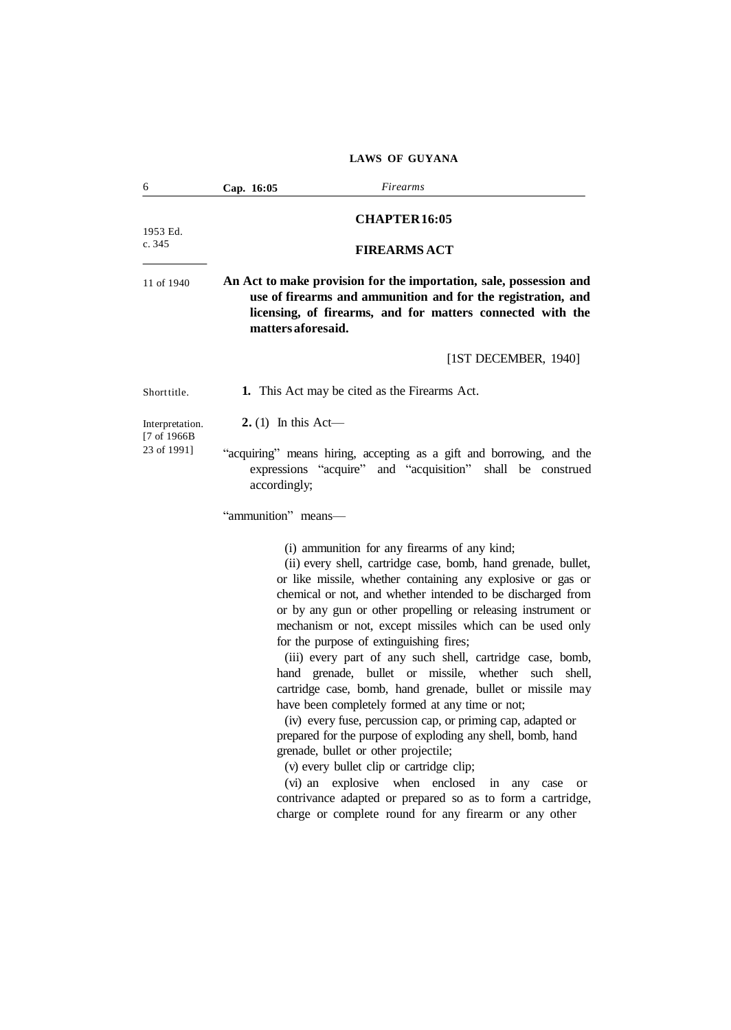# CHAPTER 16:05

1953 Ed.
c. 345

## FIREARMS ACT

11 of 1940

**An Act to make provision for the importation, sale, possession and use of firearms and ammunition and for the registration, and licensing, of firearms, and for matters connected with the matters aforesaid.**

[1ST DECEMBER, 1940]

Short title.

**1.** This Act may be cited as the Firearms Act.

Interpretation.
[7 of 1966B
23 of 1991]

**2.** (1) In this Act—

"acquiring" means hiring, accepting as a gift and borrowing, and the expressions "acquire" and "acquisition" shall be construed accordingly;

"ammunition" means—

(i) ammunition for any firearms of any kind;

(ii) every shell, cartridge case, bomb, hand grenade, bullet, or like missile, whether containing any explosive or gas or chemical or not, and whether intended to be discharged from or by any gun or other propelling or releasing instrument or mechanism or not, except missiles which can be used only for the purpose of extinguishing fires;

(iii) every part of any such shell, cartridge case, bomb, hand grenade, bullet or missile, whether such shell, cartridge case, bomb, hand grenade, bullet or missile may have been completely formed at any time or not;

(iv) every fuse, percussion cap, or priming cap, adapted or prepared for the purpose of exploding any shell, bomb, hand grenade, bullet or other projectile;

(v) every bullet clip or cartridge clip;

(vi) an explosive when enclosed in any case or contrivance adapted or prepared so as to form a cartridge, charge or complete round for any firearm or any other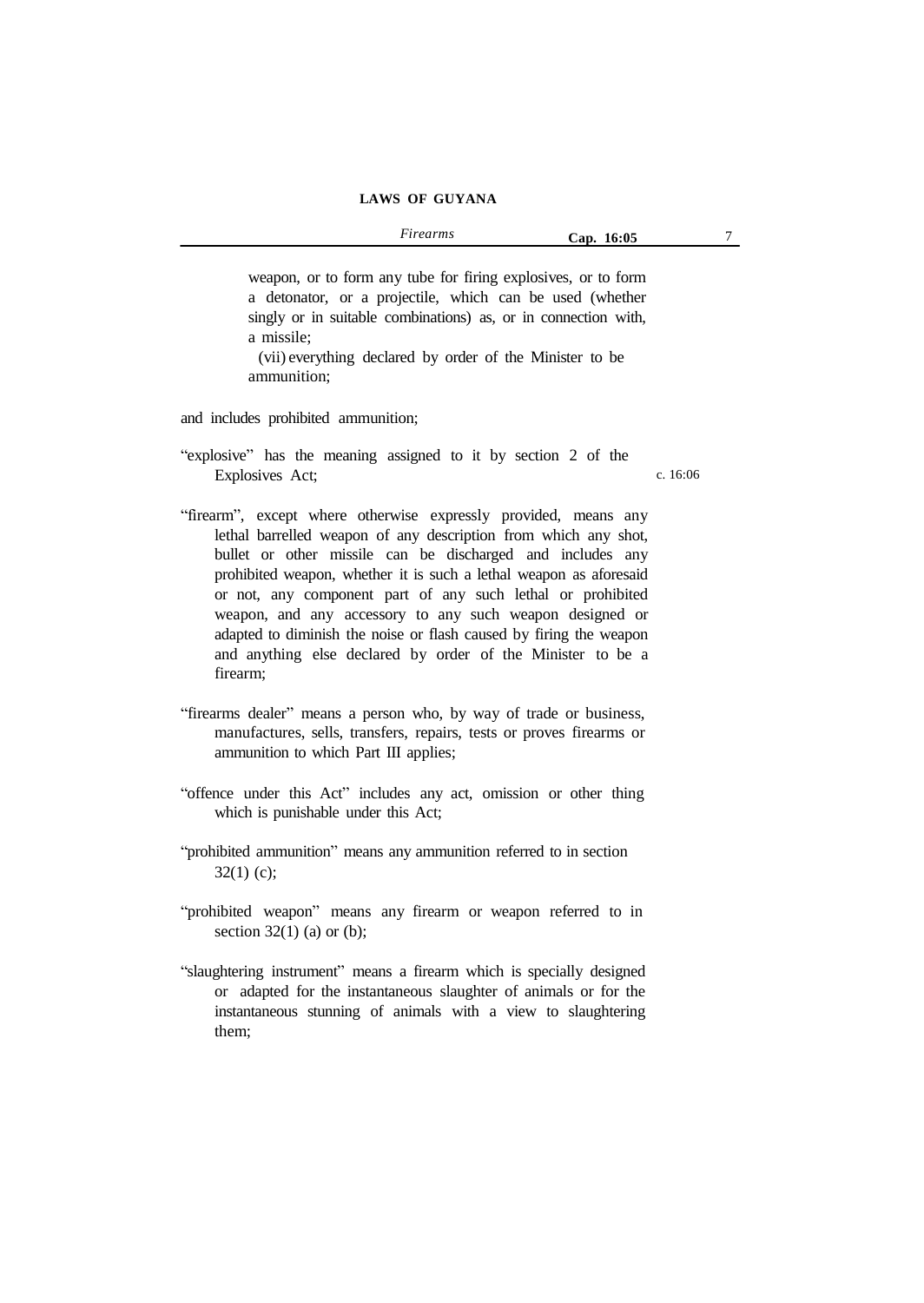weapon, or to form any tube for firing explosives, or to form a detonator, or a projectile, which can be used (whether singly or in suitable combinations) as, or in connection with, a missile;

(vii) everything declared by order of the Minister to be ammunition;

and includes prohibited ammunition;

"explosive" has the meaning assigned to it by section 2 of the Explosives Act; c. 16:06

"firearm", except where otherwise expressly provided, means any lethal barrelled weapon of any description from which any shot, bullet or other missile can be discharged and includes any prohibited weapon, whether it is such a lethal weapon as aforesaid or not, any component part of any such lethal or prohibited weapon, and any accessory to any such weapon designed or adapted to diminish the noise or flash caused by firing the weapon and anything else declared by order of the Minister to be a firearm;

"firearms dealer" means a person who, by way of trade or business, manufactures, sells, transfers, repairs, tests or proves firearms or ammunition to which Part III applies;

"offence under this Act" includes any act, omission or other thing which is punishable under this Act;

"prohibited ammunition" means any ammunition referred to in section 32(1) (c);

"prohibited weapon" means any firearm or weapon referred to in section 32(1) (a) or (b);

"slaughtering instrument" means a firearm which is specially designed or adapted for the instantaneous slaughter of animals or for the instantaneous stunning of animals with a view to slaughtering them;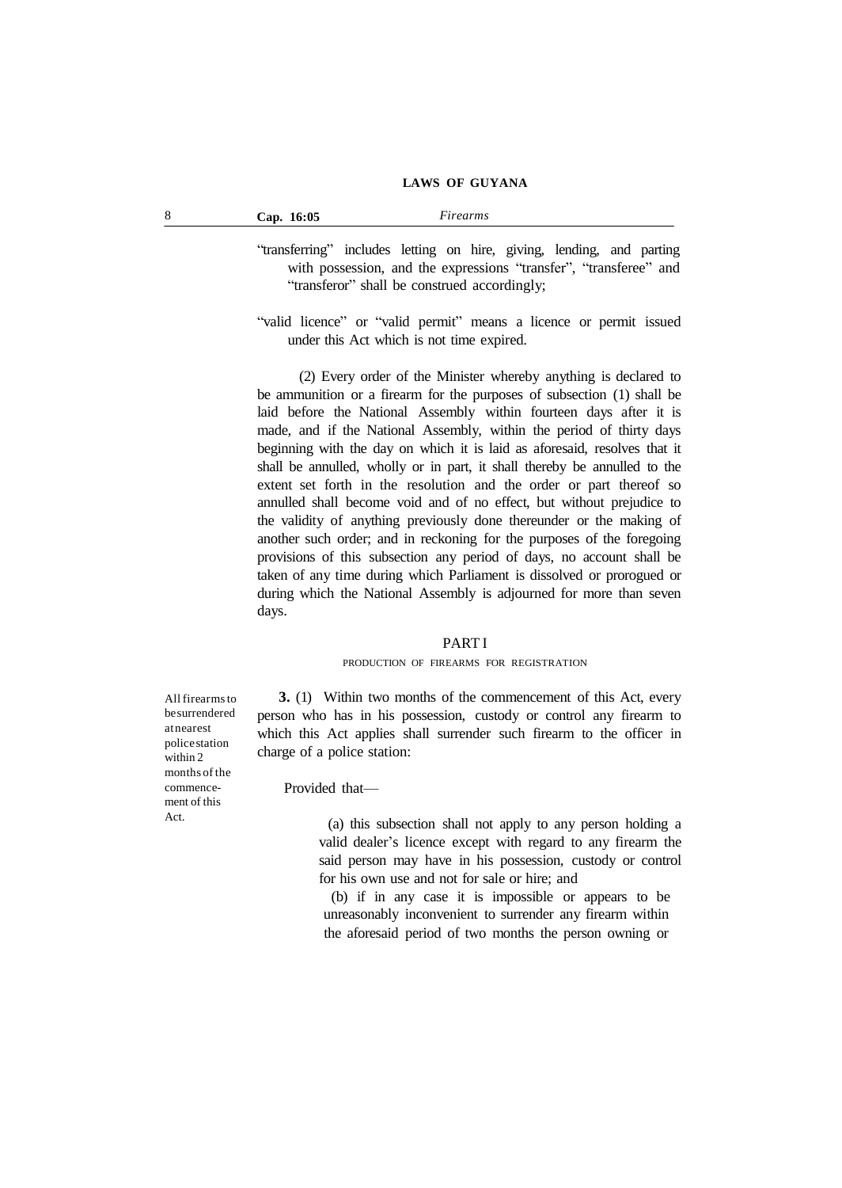"transferring" includes letting on hire, giving, lending, and parting with possession, and the expressions "transfer", "transferee" and "transferor" shall be construed accordingly;

"valid licence" or "valid permit" means a licence or permit issued under this Act which is not time expired.

(2) Every order of the Minister whereby anything is declared to be ammunition or a firearm for the purposes of subsection (1) shall be laid before the National Assembly within fourteen days after it is made, and if the National Assembly, within the period of thirty days beginning with the day on which it is laid as aforesaid, resolves that it shall be annulled, wholly or in part, it shall thereby be annulled to the extent set forth in the resolution and the order or part thereof so annulled shall become void and of no effect, but without prejudice to the validity of anything previously done thereunder or the making of another such order; and in reckoning for the purposes of the foregoing provisions of this subsection any period of days, no account shall be taken of any time during which Parliament is dissolved or prorogued or during which the National Assembly is adjourned for more than seven days.

## PART I

### PRODUCTION OF FIREARMS FOR REGISTRATION

*All firearms to be surrendered at nearest police station within 2 months of the commencement of this Act.*

**3.** (1) Within two months of the commencement of this Act, every person who has in his possession, custody or control any firearm to which this Act applies shall surrender such firearm to the officer in charge of a police station:

Provided that—

(a) this subsection shall not apply to any person holding a valid dealer's licence except with regard to any firearm the said person may have in his possession, custody or control for his own use and not for sale or hire; and

(b) if in any case it is impossible or appears to be unreasonably inconvenient to surrender any firearm within the aforesaid period of two months the person owning or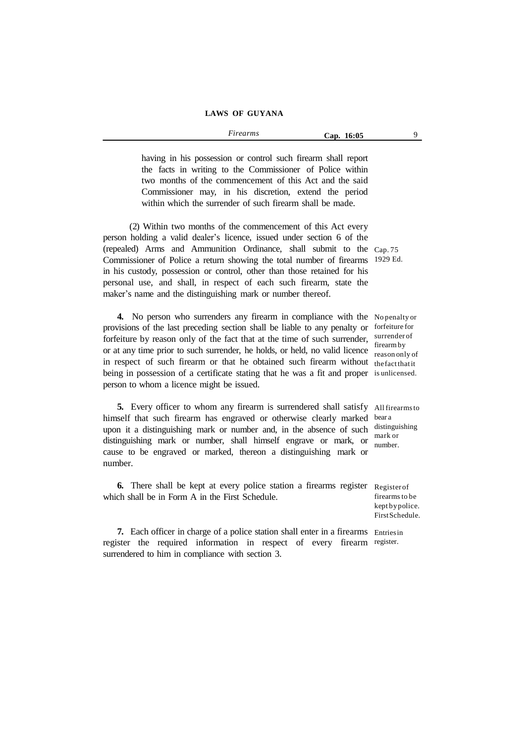having in his possession or control such firearm shall report the facts in writing to the Commissioner of Police within two months of the commencement of this Act and the said Commissioner may, in his discretion, extend the period within which the surrender of such firearm shall be made.

(2) Within two months of the commencement of this Act every person holding a valid dealer's licence, issued under section 6 of the (repealed) Arms and Ammunition Ordinance, shall submit to the Commissioner of Police a return showing the total number of firearms in his custody, possession or control, other than those retained for his personal use, and shall, in respect of each such firearm, state the maker's name and the distinguishing mark or number thereof.

Cap. 75 1929 Ed.

*No penalty or forfeiture for surrender of firearm by reason only of the fact that it is unlicensed.*

**4.** No person who surrenders any firearm in compliance with the provisions of the last preceding section shall be liable to any penalty or forfeiture by reason only of the fact that at the time of such surrender, or at any time prior to such surrender, he holds, or held, no valid licence in respect of such firearm or that he obtained such firearm without being in possession of a certificate stating that he was a fit and proper person to whom a licence might be issued.

*All firearms to bear a distinguishing mark or number.*

**5.** Every officer to whom any firearm is surrendered shall satisfy himself that such firearm has engraved or otherwise clearly marked upon it a distinguishing mark or number and, in the absence of such distinguishing mark or number, shall himself engrave or mark, or cause to be engraved or marked, thereon a distinguishing mark or number.

*Register of firearms to be kept by police. First Schedule.*

**6.** There shall be kept at every police station a firearms register which shall be in Form A in the First Schedule.

*Entries in register.*

**7.** Each officer in charge of a police station shall enter in a firearms register the required information in respect of every firearm surrendered to him in compliance with section 3.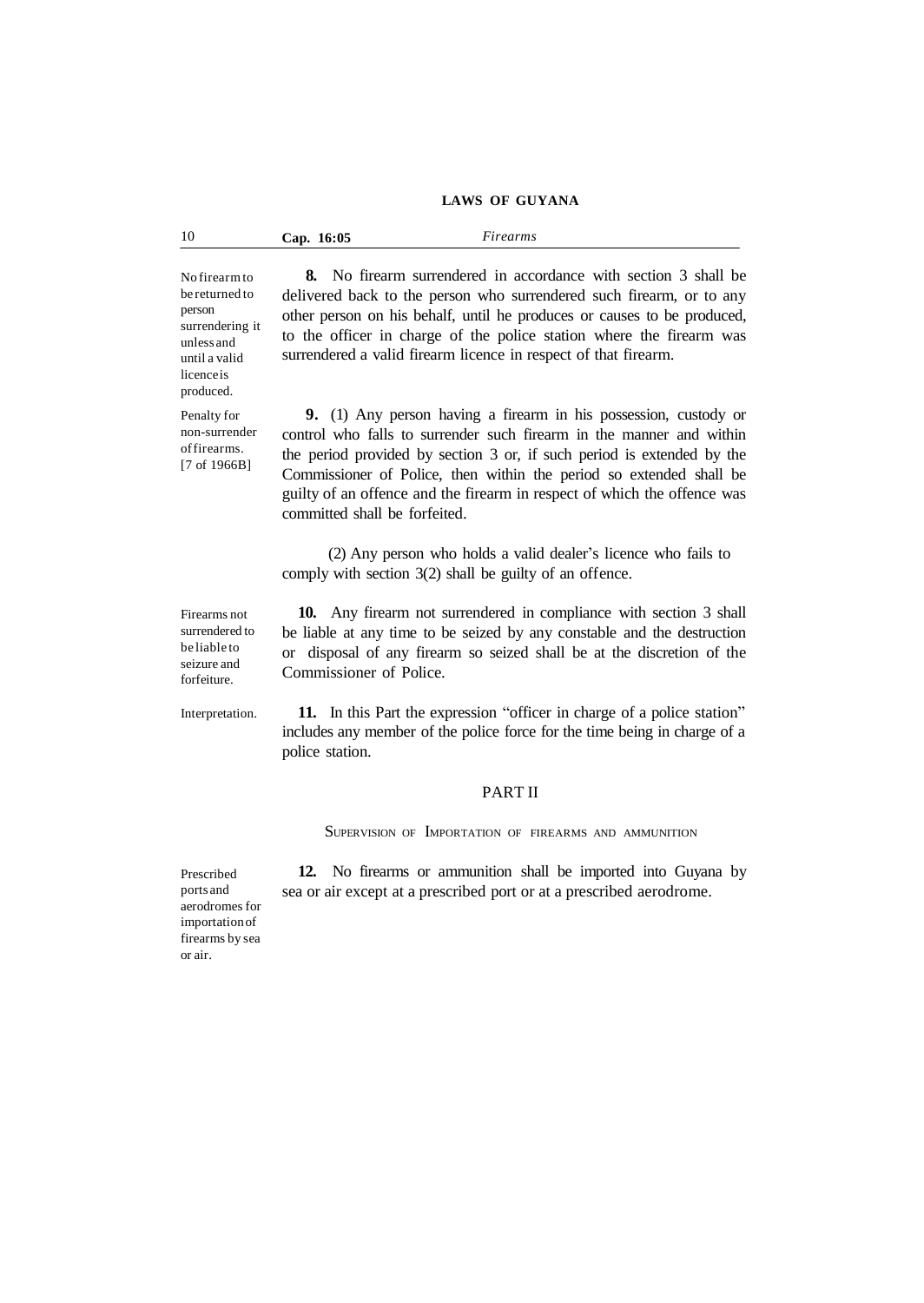**8.** No firearm surrendered in accordance with section 3 shall be delivered back to the person who surrendered such firearm, or to any other person on his behalf, until he produces or causes to be produced, to the officer in charge of the police station where the firearm was surrendered a valid firearm licence in respect of that firearm.

*No firearm to be returned to person surrendering it unless and until a valid licence is produced.*

**9.** (1) Any person having a firearm in his possession, custody or control who falls to surrender such firearm in the manner and within the period provided by section 3 or, if such period is extended by the Commissioner of Police, then within the period so extended shall be guilty of an offence and the firearm in respect of which the offence was committed shall be forfeited.

*Penalty for non-surrender of firearms. [7 of 1966B]*

(2) Any person who holds a valid dealer's licence who fails to comply with section 3(2) shall be guilty of an offence.

**10.** Any firearm not surrendered in compliance with section 3 shall be liable at any time to be seized by any constable and the destruction or disposal of any firearm so seized shall be at the discretion of the Commissioner of Police.

*Firearms not surrendered to be liable to seizure and forfeiture.*

**11.** In this Part the expression "officer in charge of a police station" includes any member of the police force for the time being in charge of a police station.

*Interpretation.*

## PART II

### SUPERVISION OF IMPORTATION OF FIREARMS AND AMMUNITION

**12.** No firearms or ammunition shall be imported into Guyana by sea or air except at a prescribed port or at a prescribed aerodrome.

*Prescribed ports and aerodromes for importation of firearms by sea or air.*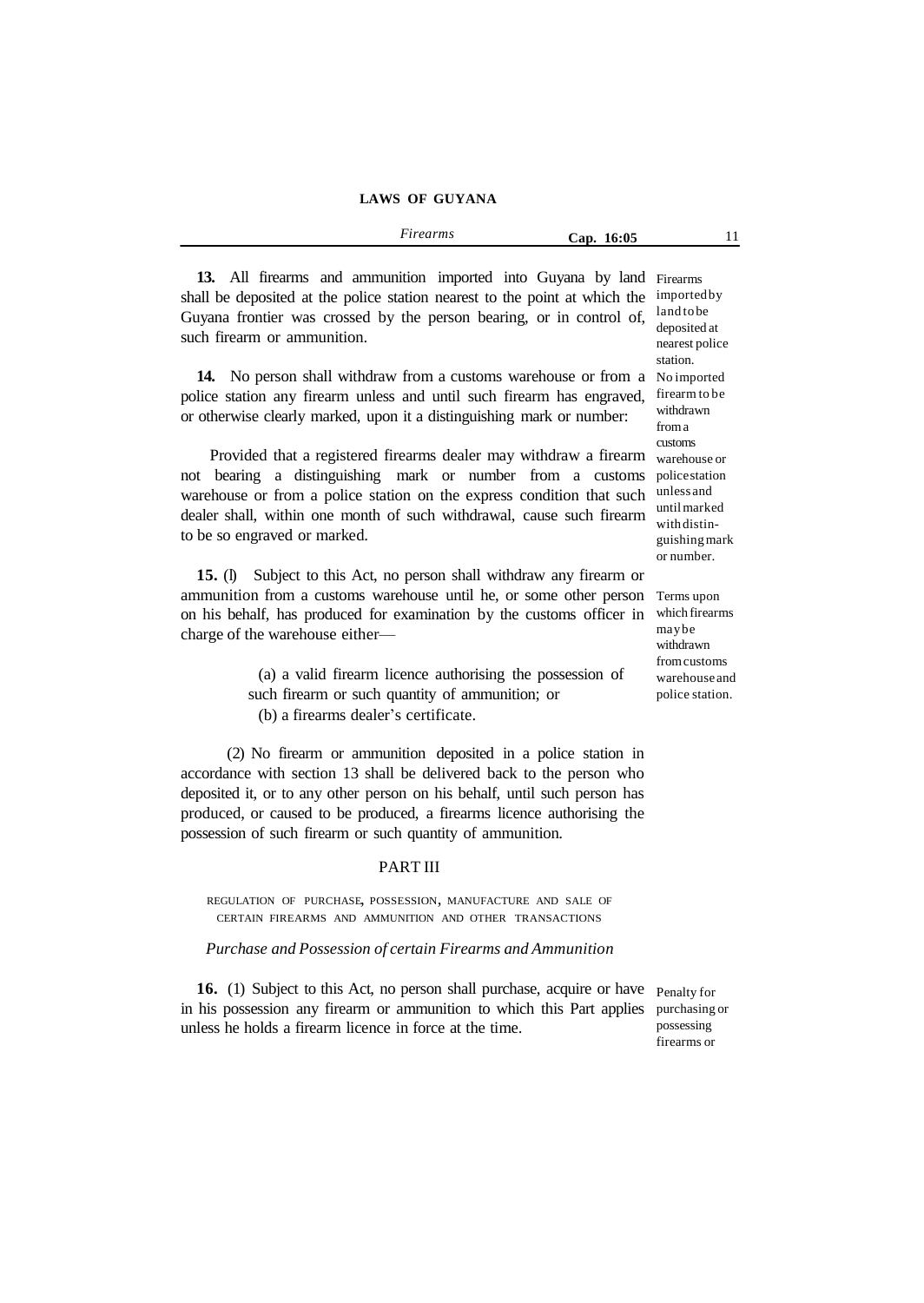**13.** All firearms and ammunition imported into Guyana by land shall be deposited at the police station nearest to the point at which the Guyana frontier was crossed by the person bearing, or in control of, such firearm or ammunition.

Firearms imported by land to be deposited at nearest police station.

**14.** No person shall withdraw from a customs warehouse or from a police station any firearm unless and until such firearm has engraved, or otherwise clearly marked, upon it a distinguishing mark or number:

No imported firearm to be withdrawn from a customs warehouse or police station unless and until marked with distinguishing mark or number.

Provided that a registered firearms dealer may withdraw a firearm not bearing a distinguishing mark or number from a customs warehouse or from a police station on the express condition that such dealer shall, within one month of such withdrawal, cause such firearm to be so engraved or marked.

**15.** (l) Subject to this Act, no person shall withdraw any firearm or ammunition from a customs warehouse until he, or some other person on his behalf, has produced for examination by the customs officer in charge of the warehouse either—

Terms upon which firearms may be withdrawn from customs warehouse and police station.

(a) a valid firearm licence authorising the possession of such firearm or such quantity of ammunition; or

(b) a firearms dealer's certificate.

(2) No firearm or ammunition deposited in a police station in accordance with section 13 shall be delivered back to the person who deposited it, or to any other person on his behalf, until such person has produced, or caused to be produced, a firearms licence authorising the possession of such firearm or such quantity of ammunition.

## PART III

REGULATION OF PURCHASE, POSSESSION, MANUFACTURE AND SALE OF CERTAIN FIREARMS AND AMMUNITION AND OTHER TRANSACTIONS

*Purchase and Possession of certain Firearms and Ammunition*

**16.** (1) Subject to this Act, no person shall purchase, acquire or have in his possession any firearm or ammunition to which this Part applies unless he holds a firearm licence in force at the time.

Penalty for purchasing or possessing firearms or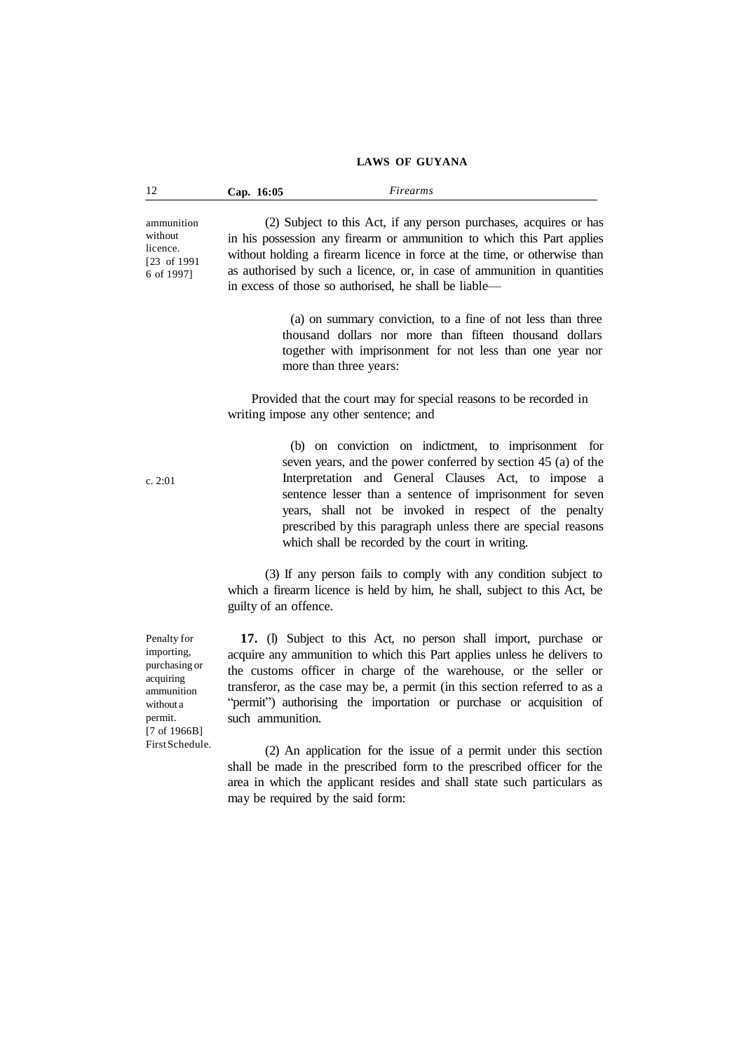ammunition without licence. [23 of 1991 6 of 1997]

(2) Subject to this Act, if any person purchases, acquires or has in his possession any firearm or ammunition to which this Part applies without holding a firearm licence in force at the time, or otherwise than as authorised by such a licence, or, in case of ammunition in quantities in excess of those so authorised, he shall be liable—

(a) on summary conviction, to a fine of not less than three thousand dollars nor more than fifteen thousand dollars together with imprisonment for not less than one year nor more than three years:

Provided that the court may for special reasons to be recorded in writing impose any other sentence; and

(b) on conviction on indictment, to imprisonment for seven years, and the power conferred by section 45 (a) of the Interpretation and General Clauses Act, to impose a sentence lesser than a sentence of imprisonment for seven years, shall not be invoked in respect of the penalty prescribed by this paragraph unless there are special reasons which shall be recorded by the court in writing.

c. 2:01

(3) If any person fails to comply with any condition subject to which a firearm licence is held by him, he shall, subject to this Act, be guilty of an offence.

Penalty for importing, purchasing or acquiring ammunition without a permit. [7 of 1966B] First Schedule.

**17.** (l) Subject to this Act, no person shall import, purchase or acquire any ammunition to which this Part applies unless he delivers to the customs officer in charge of the warehouse, or the seller or transferor, as the case may be, a permit (in this section referred to as a "permit") authorising the importation or purchase or acquisition of such ammunition.

(2) An application for the issue of a permit under this section shall be made in the prescribed form to the prescribed officer for the area in which the applicant resides and shall state such particulars as may be required by the said form: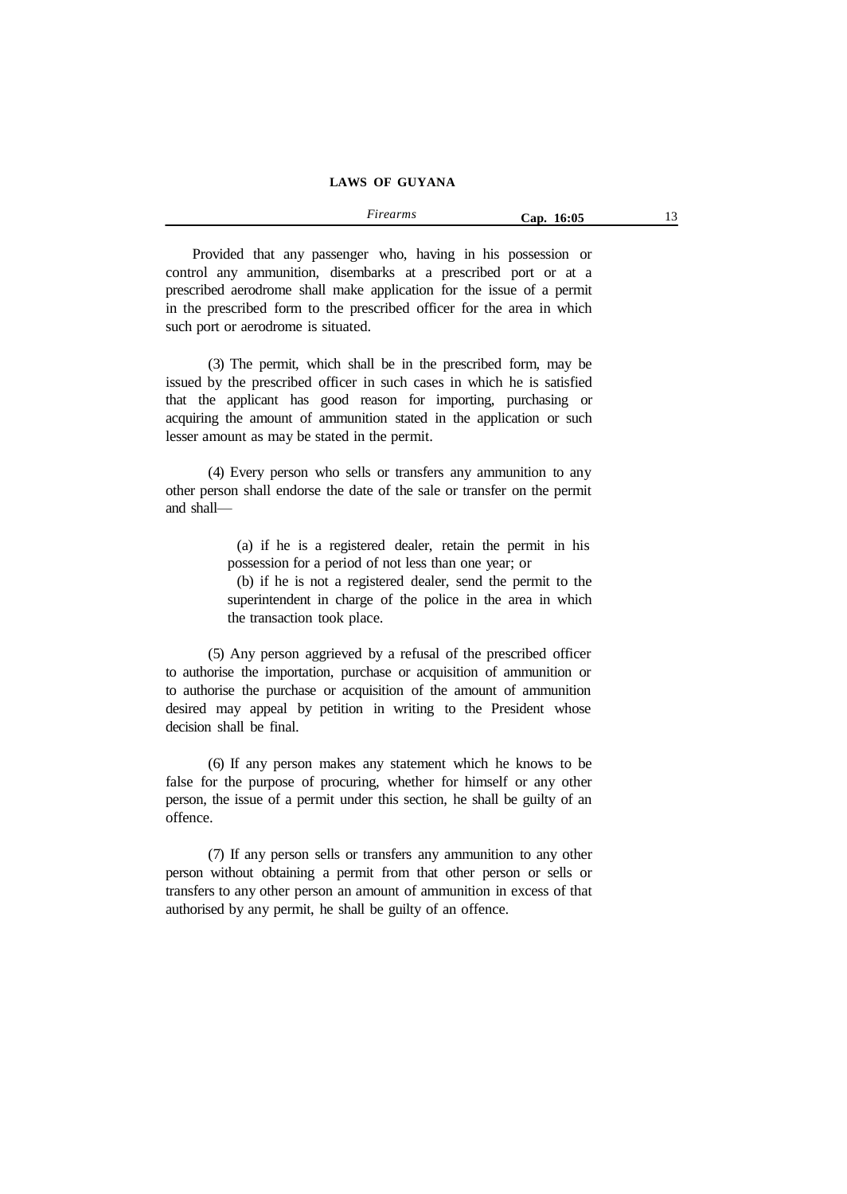Provided that any passenger who, having in his possession or control any ammunition, disembarks at a prescribed port or at a prescribed aerodrome shall make application for the issue of a permit in the prescribed form to the prescribed officer for the area in which such port or aerodrome is situated.

(3) The permit, which shall be in the prescribed form, may be issued by the prescribed officer in such cases in which he is satisfied that the applicant has good reason for importing, purchasing or acquiring the amount of ammunition stated in the application or such lesser amount as may be stated in the permit.

(4) Every person who sells or transfers any ammunition to any other person shall endorse the date of the sale or transfer on the permit and shall—

(a) if he is a registered dealer, retain the permit in his possession for a period of not less than one year; or

(b) if he is not a registered dealer, send the permit to the superintendent in charge of the police in the area in which the transaction took place.

(5) Any person aggrieved by a refusal of the prescribed officer to authorise the importation, purchase or acquisition of ammunition or to authorise the purchase or acquisition of the amount of ammunition desired may appeal by petition in writing to the President whose decision shall be final.

(6) If any person makes any statement which he knows to be false for the purpose of procuring, whether for himself or any other person, the issue of a permit under this section, he shall be guilty of an offence.

(7) If any person sells or transfers any ammunition to any other person without obtaining a permit from that other person or sells or transfers to any other person an amount of ammunition in excess of that authorised by any permit, he shall be guilty of an offence.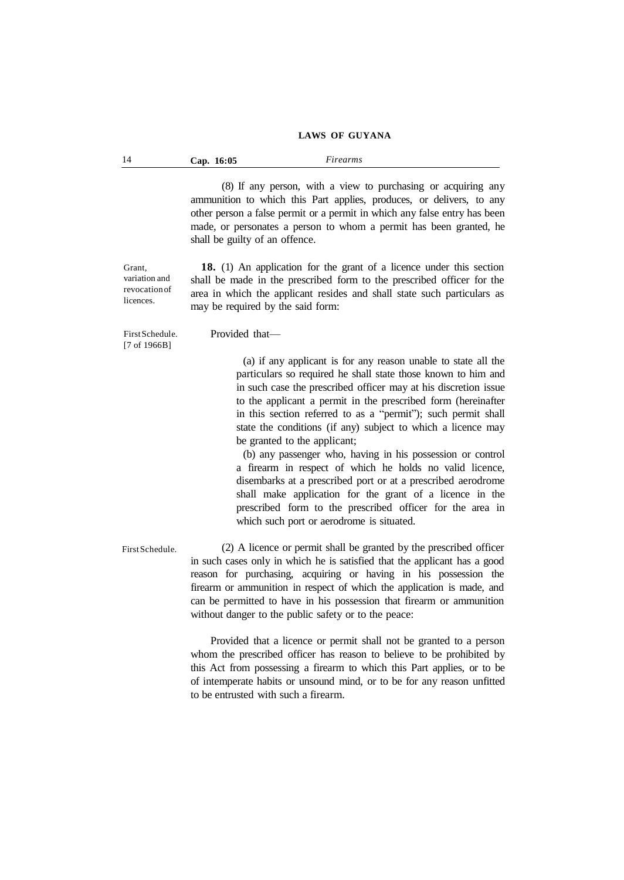(8) If any person, with a view to purchasing or acquiring any ammunition to which this Part applies, produces, or delivers, to any other person a false permit or a permit in which any false entry has been made, or personates a person to whom a permit has been granted, he shall be guilty of an offence.

Grant, variation and revocation of licences.

**18.** (1) An application for the grant of a licence under this section shall be made in the prescribed form to the prescribed officer for the area in which the applicant resides and shall state such particulars as may be required by the said form:

First Schedule. [7 of 1966B]

Provided that—

(a) if any applicant is for any reason unable to state all the particulars so required he shall state those known to him and in such case the prescribed officer may at his discretion issue to the applicant a permit in the prescribed form (hereinafter in this section referred to as a "permit"); such permit shall state the conditions (if any) subject to which a licence may be granted to the applicant;

(b) any passenger who, having in his possession or control a firearm in respect of which he holds no valid licence, disembarks at a prescribed port or at a prescribed aerodrome shall make application for the grant of a licence in the prescribed form to the prescribed officer for the area in which such port or aerodrome is situated.

First Schedule.

(2) A licence or permit shall be granted by the prescribed officer in such cases only in which he is satisfied that the applicant has a good reason for purchasing, acquiring or having in his possession the firearm or ammunition in respect of which the application is made, and can be permitted to have in his possession that firearm or ammunition without danger to the public safety or to the peace:

Provided that a licence or permit shall not be granted to a person whom the prescribed officer has reason to believe to be prohibited by this Act from possessing a firearm to which this Part applies, or to be of intemperate habits or unsound mind, or to be for any reason unfitted to be entrusted with such a firearm.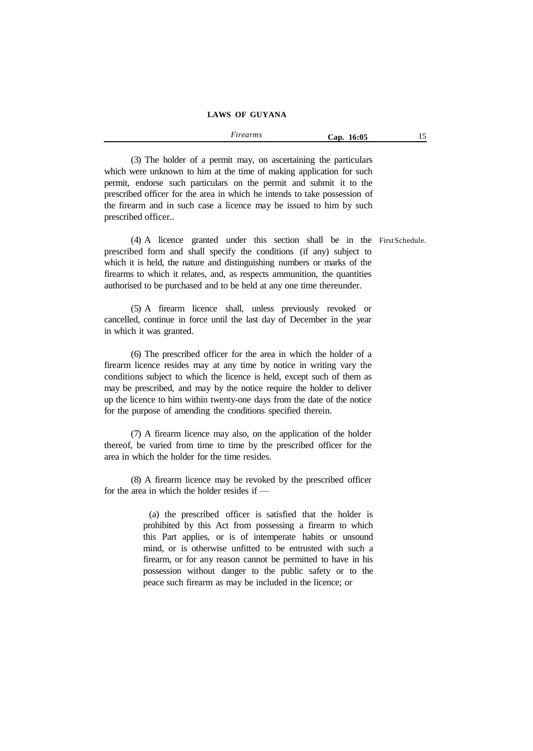(3) The holder of a permit may, on ascertaining the particulars which were unknown to him at the time of making application for such permit, endorse such particulars on the permit and submit it to the prescribed officer for the area in which he intends to take possession of the firearm and in such case a licence may be issued to him by such prescribed officer..

(4) A licence granted under this section shall be in the prescribed form and shall specify the conditions (if any) subject to which it is held, the nature and distinguishing numbers or marks of the firearms to which it relates, and, as respects ammunition, the quantities authorised to be purchased and to be held at any one time thereunder.

First Schedule.

(5) A firearm licence shall, unless previously revoked or cancelled, continue in force until the last day of December in the year in which it was granted.

(6) The prescribed officer for the area in which the holder of a firearm licence resides may at any time by notice in writing vary the conditions subject to which the licence is held, except such of them as may be prescribed, and may by the notice require the holder to deliver up the licence to him within twenty-one days from the date of the notice for the purpose of amending the conditions specified therein.

(7) A firearm licence may also, on the application of the holder thereof, be varied from time to time by the prescribed officer for the area in which the holder for the time resides.

(8) A firearm licence may be revoked by the prescribed officer for the area in which the holder resides if —

(a) the prescribed officer is satisfied that the holder is prohibited by this Act from possessing a firearm to which this Part applies, or is of intemperate habits or unsound mind, or is otherwise unfitted to be entrusted with such a firearm, or for any reason cannot be permitted to have in his possession without danger to the public safety or to the peace such firearm as may be included in the licence; or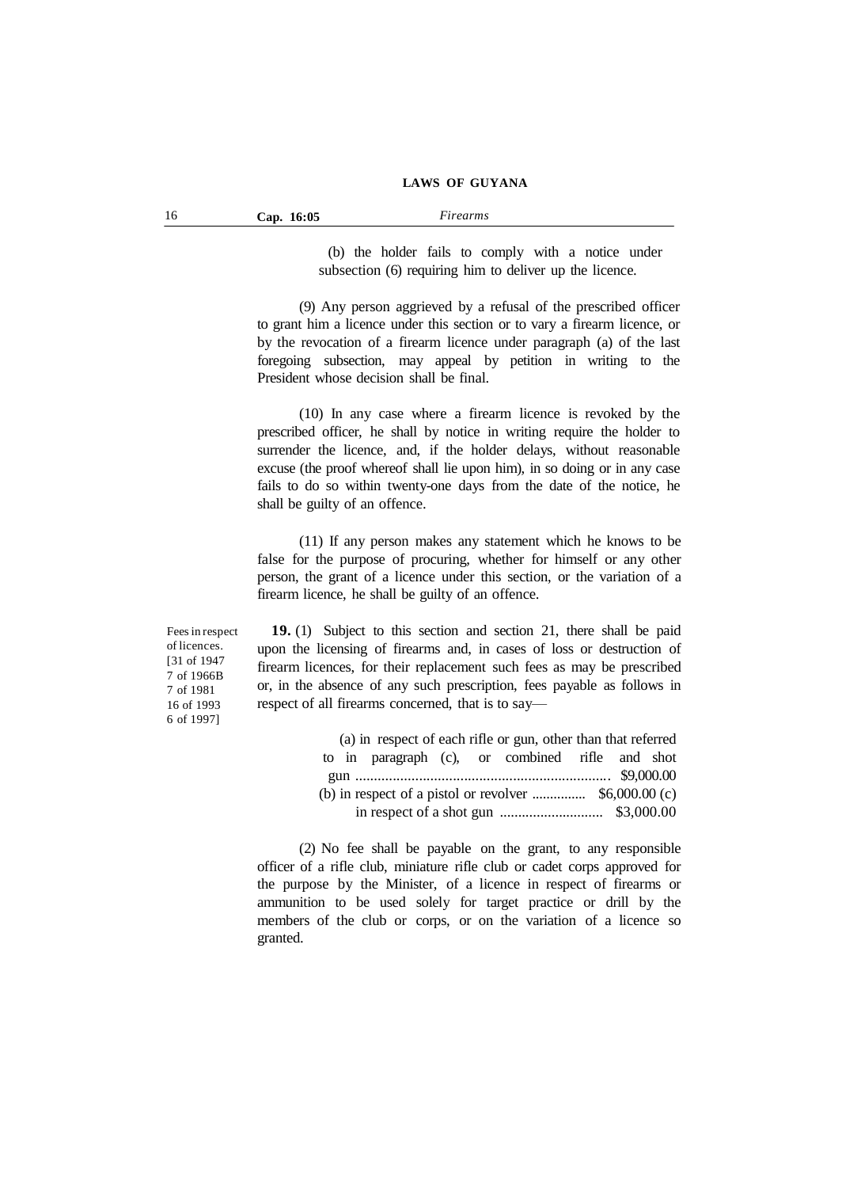(b) the holder fails to comply with a notice under subsection (6) requiring him to deliver up the licence.

(9) Any person aggrieved by a refusal of the prescribed officer to grant him a licence under this section or to vary a firearm licence, or by the revocation of a firearm licence under paragraph (a) of the last foregoing subsection, may appeal by petition in writing to the President whose decision shall be final.

(10) In any case where a firearm licence is revoked by the prescribed officer, he shall by notice in writing require the holder to surrender the licence, and, if the holder delays, without reasonable excuse (the proof whereof shall lie upon him), in so doing or in any case fails to do so within twenty-one days from the date of the notice, he shall be guilty of an offence.

(11) If any person makes any statement which he knows to be false for the purpose of procuring, whether for himself or any other person, the grant of a licence under this section, or the variation of a firearm licence, he shall be guilty of an offence.

Fees in respect of licences. [31 of 1947 7 of 1966B 7 of 1981 16 of 1993 6 of 1997]

**19.** (1) Subject to this section and section 21, there shall be paid upon the licensing of firearms and, in cases of loss or destruction of firearm licences, for their replacement such fees as may be prescribed or, in the absence of any such prescription, fees payable as follows in respect of all firearms concerned, that is to say—

(a) in respect of each rifle or gun, other than that referred to in paragraph (c), or combined rifle and shot gun .................................................................... $9,000.00

(b) in respect of a pistol or revolver ............... $6,000.00

(c) in respect of a shot gun ............................ $3,000.00

(2) No fee shall be payable on the grant, to any responsible officer of a rifle club, miniature rifle club or cadet corps approved for the purpose by the Minister, of a licence in respect of firearms or ammunition to be used solely for target practice or drill by the members of the club or corps, or on the variation of a licence so granted.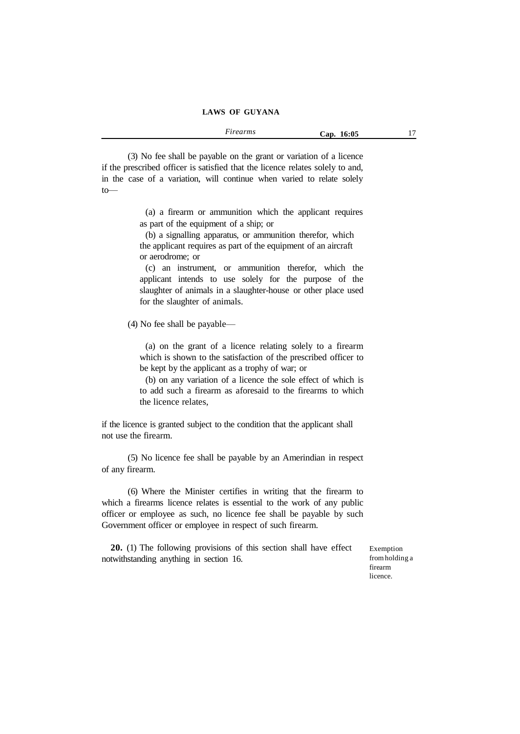(3) No fee shall be payable on the grant or variation of a licence if the prescribed officer is satisfied that the licence relates solely to and, in the case of a variation, will continue when varied to relate solely to—

(a) a firearm or ammunition which the applicant requires as part of the equipment of a ship; or

(b) a signalling apparatus, or ammunition therefor, which the applicant requires as part of the equipment of an aircraft or aerodrome; or

(c) an instrument, or ammunition therefor, which the applicant intends to use solely for the purpose of the slaughter of animals in a slaughter-house or other place used for the slaughter of animals.

(4) No fee shall be payable—

(a) on the grant of a licence relating solely to a firearm which is shown to the satisfaction of the prescribed officer to be kept by the applicant as a trophy of war; or

(b) on any variation of a licence the sole effect of which is to add such a firearm as aforesaid to the firearms to which the licence relates,

if the licence is granted subject to the condition that the applicant shall not use the firearm.

(5) No licence fee shall be payable by an Amerindian in respect of any firearm.

(6) Where the Minister certifies in writing that the firearm to which a firearms licence relates is essential to the work of any public officer or employee as such, no licence fee shall be payable by such Government officer or employee in respect of such firearm.

Exemption from holding a firearm licence.

**20.** (1) The following provisions of this section shall have effect notwithstanding anything in section 16.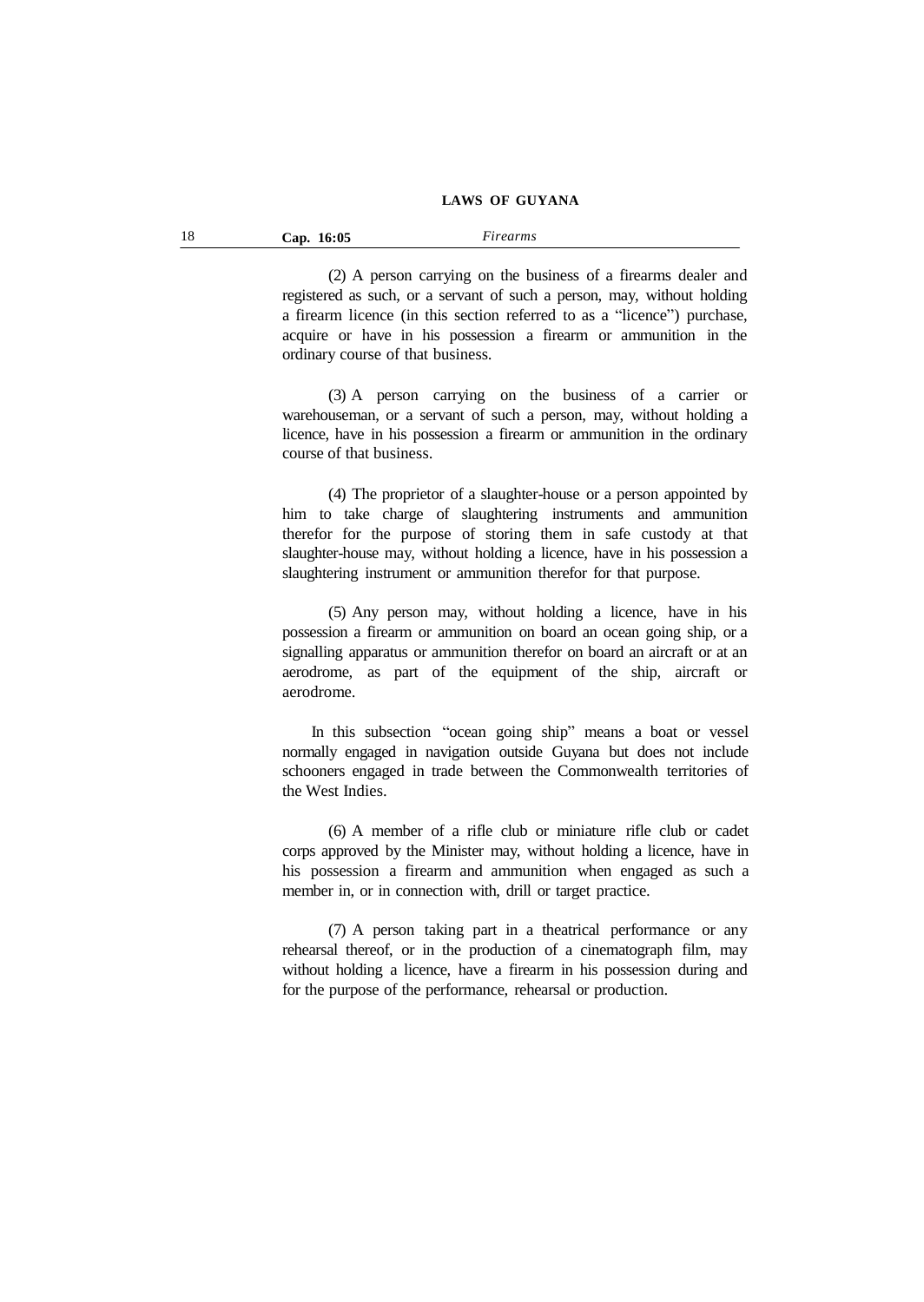(2) A person carrying on the business of a firearms dealer and registered as such, or a servant of such a person, may, without holding a firearm licence (in this section referred to as a "licence") purchase, acquire or have in his possession a firearm or ammunition in the ordinary course of that business.

(3) A person carrying on the business of a carrier or warehouseman, or a servant of such a person, may, without holding a licence, have in his possession a firearm or ammunition in the ordinary course of that business.

(4) The proprietor of a slaughter-house or a person appointed by him to take charge of slaughtering instruments and ammunition therefor for the purpose of storing them in safe custody at that slaughter-house may, without holding a licence, have in his possession a slaughtering instrument or ammunition therefor for that purpose.

(5) Any person may, without holding a licence, have in his possession a firearm or ammunition on board an ocean going ship, or a signalling apparatus or ammunition therefor on board an aircraft or at an aerodrome, as part of the equipment of the ship, aircraft or aerodrome.

In this subsection "ocean going ship" means a boat or vessel normally engaged in navigation outside Guyana but does not include schooners engaged in trade between the Commonwealth territories of the West Indies.

(6) A member of a rifle club or miniature rifle club or cadet corps approved by the Minister may, without holding a licence, have in his possession a firearm and ammunition when engaged as such a member in, or in connection with, drill or target practice.

(7) A person taking part in a theatrical performance or any rehearsal thereof, or in the production of a cinematograph film, may without holding a licence, have a firearm in his possession during and for the purpose of the performance, rehearsal or production.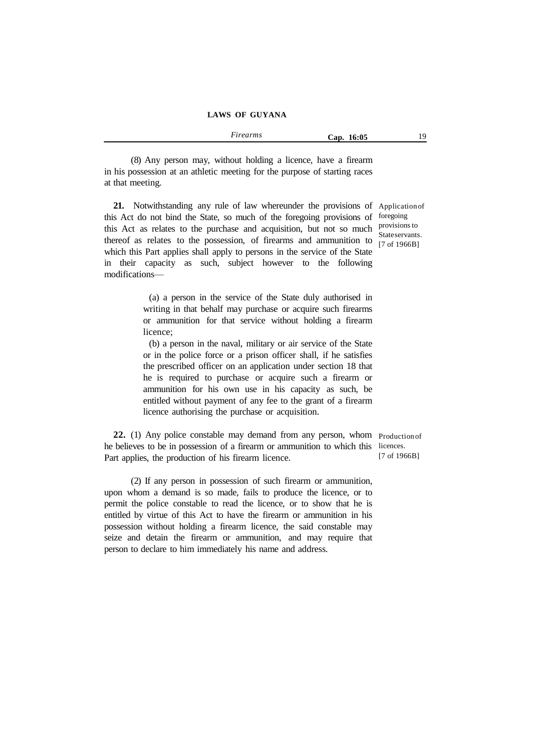(8) Any person may, without holding a licence, have a firearm in his possession at an athletic meeting for the purpose of starting races at that meeting.

Application of foregoing provisions to State servants. [7 of 1966B]

**21.** Notwithstanding any rule of law whereunder the provisions of this Act do not bind the State, so much of the foregoing provisions of this Act as relates to the purchase and acquisition, but not so much thereof as relates to the possession, of firearms and ammunition to which this Part applies shall apply to persons in the service of the State in their capacity as such, subject however to the following modifications—

(a) a person in the service of the State duly authorised in writing in that behalf may purchase or acquire such firearms or ammunition for that service without holding a firearm licence;

(b) a person in the naval, military or air service of the State or in the police force or a prison officer shall, if he satisfies the prescribed officer on an application under section 18 that he is required to purchase or acquire such a firearm or ammunition for his own use in his capacity as such, be entitled without payment of any fee to the grant of a firearm licence authorising the purchase or acquisition.

Production of licences. [7 of 1966B]

**22.** (1) Any police constable may demand from any person, whom he believes to be in possession of a firearm or ammunition to which this Part applies, the production of his firearm licence.

(2) If any person in possession of such firearm or ammunition, upon whom a demand is so made, fails to produce the licence, or to permit the police constable to read the licence, or to show that he is entitled by virtue of this Act to have the firearm or ammunition in his possession without holding a firearm licence, the said constable may seize and detain the firearm or ammunition, and may require that person to declare to him immediately his name and address.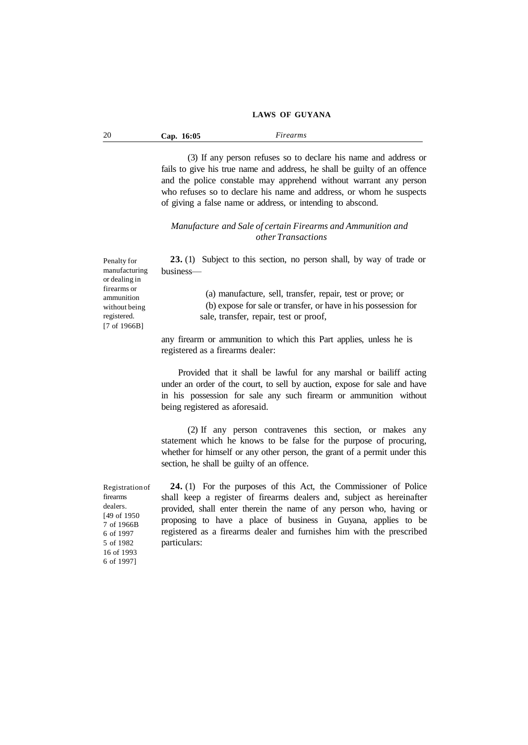(3) If any person refuses so to declare his name and address or fails to give his true name and address, he shall be guilty of an offence and the police constable may apprehend without warrant any person who refuses so to declare his name and address, or whom he suspects of giving a false name or address, or intending to abscond.

### *Manufacture and Sale of certain Firearms and Ammunition and other Transactions*

Penalty for manufacturing or dealing in firearms or ammunition without being registered. [7 of 1966B]

**23.** (1) Subject to this section, no person shall, by way of trade or business—

(a) manufacture, sell, transfer, repair, test or prove; or

(b) expose for sale or transfer, or have in his possession for sale, transfer, repair, test or proof,

any firearm or ammunition to which this Part applies, unless he is registered as a firearms dealer:

Provided that it shall be lawful for any marshal or bailiff acting under an order of the court, to sell by auction, expose for sale and have in his possession for sale any such firearm or ammunition without being registered as aforesaid.

(2) If any person contravenes this section, or makes any statement which he knows to be false for the purpose of procuring, whether for himself or any other person, the grant of a permit under this section, he shall be guilty of an offence.

Registration of firearms dealers. [49 of 1950 7 of 1966B 6 of 1997 5 of 1982 16 of 1993 6 of 1997]

**24.** (1) For the purposes of this Act, the Commissioner of Police shall keep a register of firearms dealers and, subject as hereinafter provided, shall enter therein the name of any person who, having or proposing to have a place of business in Guyana, applies to be registered as a firearms dealer and furnishes him with the prescribed particulars: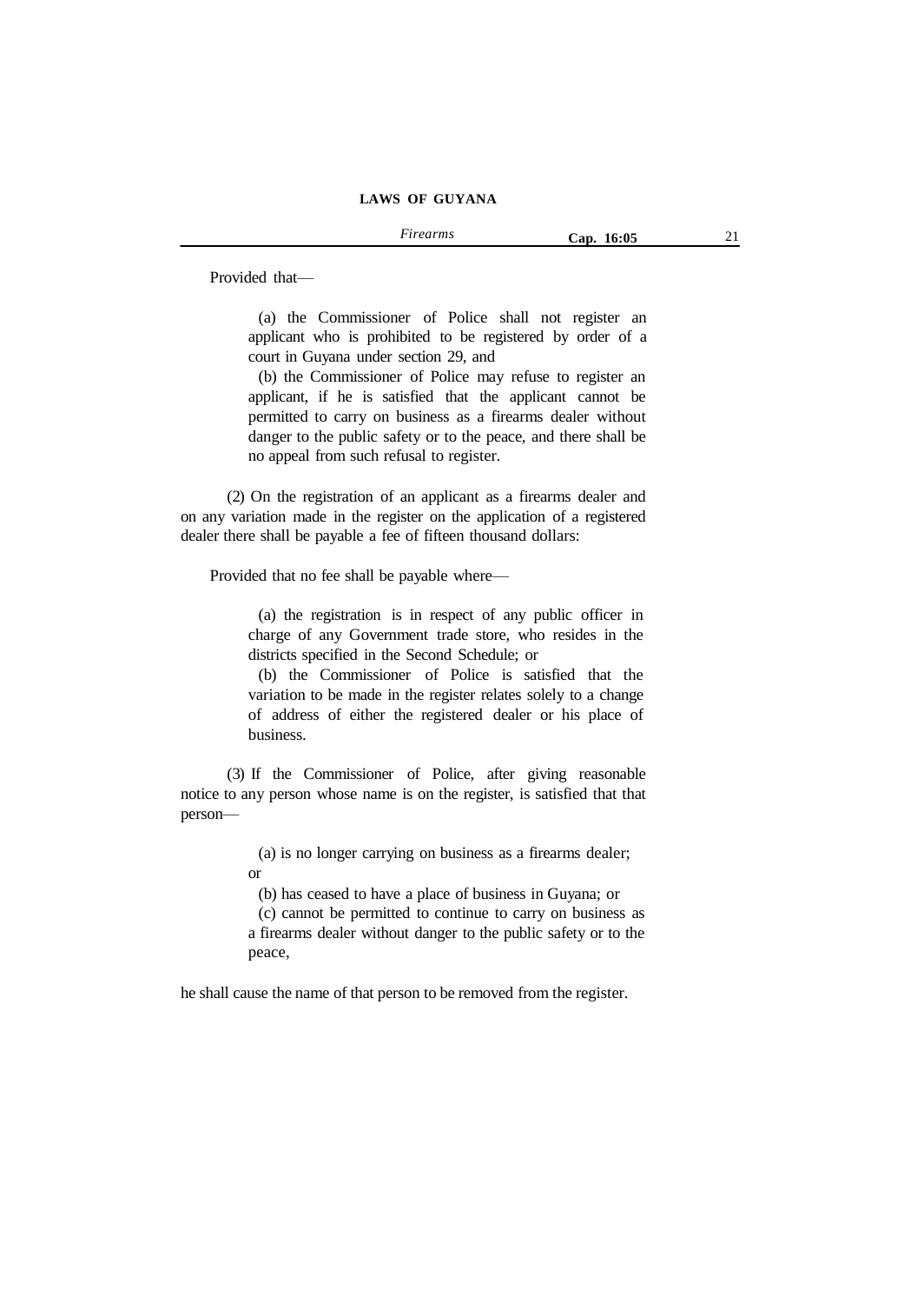Provided that—

(a) the Commissioner of Police shall not register an applicant who is prohibited to be registered by order of a court in Guyana under section 29, and

(b) the Commissioner of Police may refuse to register an applicant, if he is satisfied that the applicant cannot be permitted to carry on business as a firearms dealer without danger to the public safety or to the peace, and there shall be no appeal from such refusal to register.

(2) On the registration of an applicant as a firearms dealer and on any variation made in the register on the application of a registered dealer there shall be payable a fee of fifteen thousand dollars:

Provided that no fee shall be payable where—

(a) the registration is in respect of any public officer in charge of any Government trade store, who resides in the districts specified in the Second Schedule; or

(b) the Commissioner of Police is satisfied that the variation to be made in the register relates solely to a change of address of either the registered dealer or his place of business.

(3) If the Commissioner of Police, after giving reasonable notice to any person whose name is on the register, is satisfied that that person—

(a) is no longer carrying on business as a firearms dealer; or

(b) has ceased to have a place of business in Guyana; or

(c) cannot be permitted to continue to carry on business as a firearms dealer without danger to the public safety or to the peace,

he shall cause the name of that person to be removed from the register.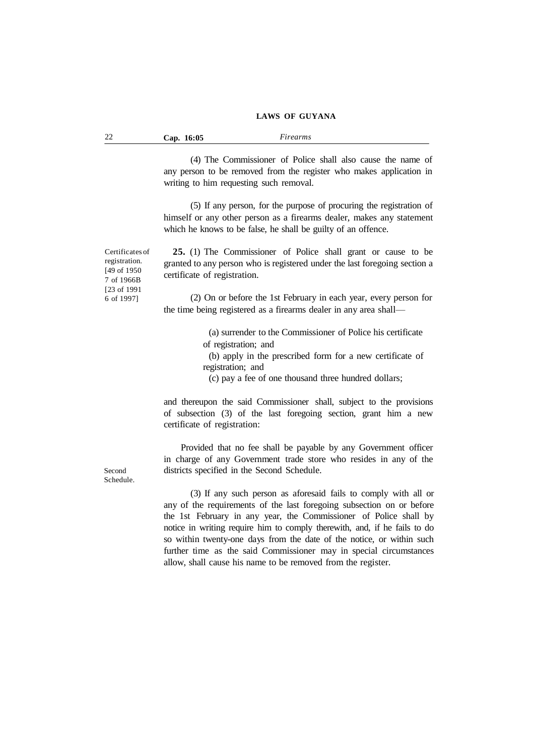(4) The Commissioner of Police shall also cause the name of any person to be removed from the register who makes application in writing to him requesting such removal.

(5) If any person, for the purpose of procuring the registration of himself or any other person as a firearms dealer, makes any statement which he knows to be false, he shall be guilty of an offence.

Certificates of registration. [49 of 1950 7 of 1966B [23 of 1991 6 of 1997]

**25.** (1) The Commissioner of Police shall grant or cause to be granted to any person who is registered under the last foregoing section a certificate of registration.

(2) On or before the 1st February in each year, every person for the time being registered as a firearms dealer in any area shall—

(a) surrender to the Commissioner of Police his certificate of registration; and

(b) apply in the prescribed form for a new certificate of registration; and

(c) pay a fee of one thousand three hundred dollars;

and thereupon the said Commissioner shall, subject to the provisions of subsection (3) of the last foregoing section, grant him a new certificate of registration:

Second Schedule.

Provided that no fee shall be payable by any Government officer in charge of any Government trade store who resides in any of the districts specified in the Second Schedule.

(3) If any such person as aforesaid fails to comply with all or any of the requirements of the last foregoing subsection on or before the 1st February in any year, the Commissioner of Police shall by notice in writing require him to comply therewith, and, if he fails to do so within twenty-one days from the date of the notice, or within such further time as the said Commissioner may in special circumstances allow, shall cause his name to be removed from the register.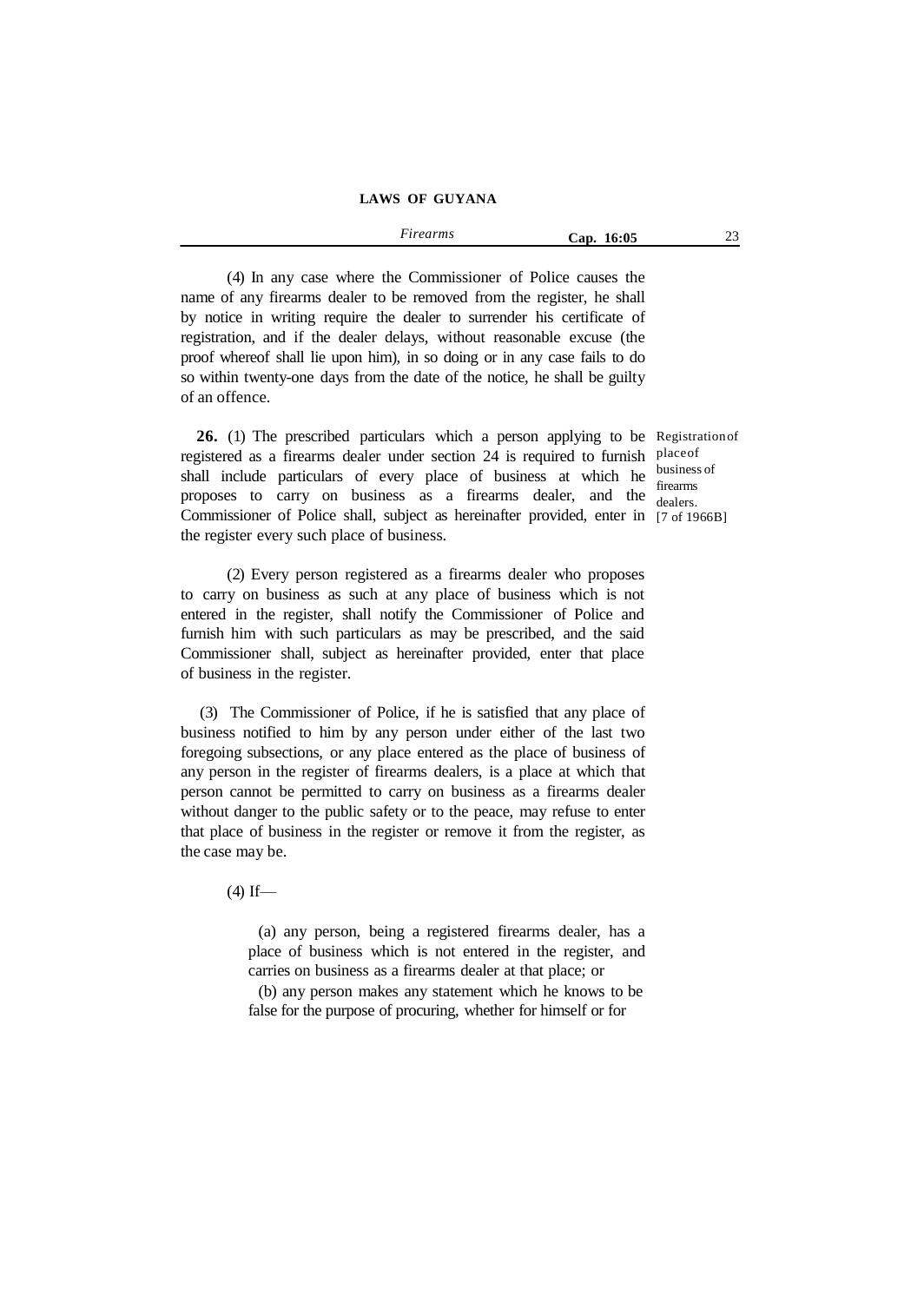(4) In any case where the Commissioner of Police causes the name of any firearms dealer to be removed from the register, he shall by notice in writing require the dealer to surrender his certificate of registration, and if the dealer delays, without reasonable excuse (the proof whereof shall lie upon him), in so doing or in any case fails to do so within twenty-one days from the date of the notice, he shall be guilty of an offence.

Registration of place of business of firearms dealers. [7 of 1966B]

**26.** (1) The prescribed particulars which a person applying to be registered as a firearms dealer under section 24 is required to furnish shall include particulars of every place of business at which he proposes to carry on business as a firearms dealer, and the Commissioner of Police shall, subject as hereinafter provided, enter in the register every such place of business.

(2) Every person registered as a firearms dealer who proposes to carry on business as such at any place of business which is not entered in the register, shall notify the Commissioner of Police and furnish him with such particulars as may be prescribed, and the said Commissioner shall, subject as hereinafter provided, enter that place of business in the register.

(3) The Commissioner of Police, if he is satisfied that any place of business notified to him by any person under either of the last two foregoing subsections, or any place entered as the place of business of any person in the register of firearms dealers, is a place at which that person cannot be permitted to carry on business as a firearms dealer without danger to the public safety or to the peace, may refuse to enter that place of business in the register or remove it from the register, as the case may be.

(4) If—

(a) any person, being a registered firearms dealer, has a place of business which is not entered in the register, and carries on business as a firearms dealer at that place; or

(b) any person makes any statement which he knows to be false for the purpose of procuring, whether for himself or for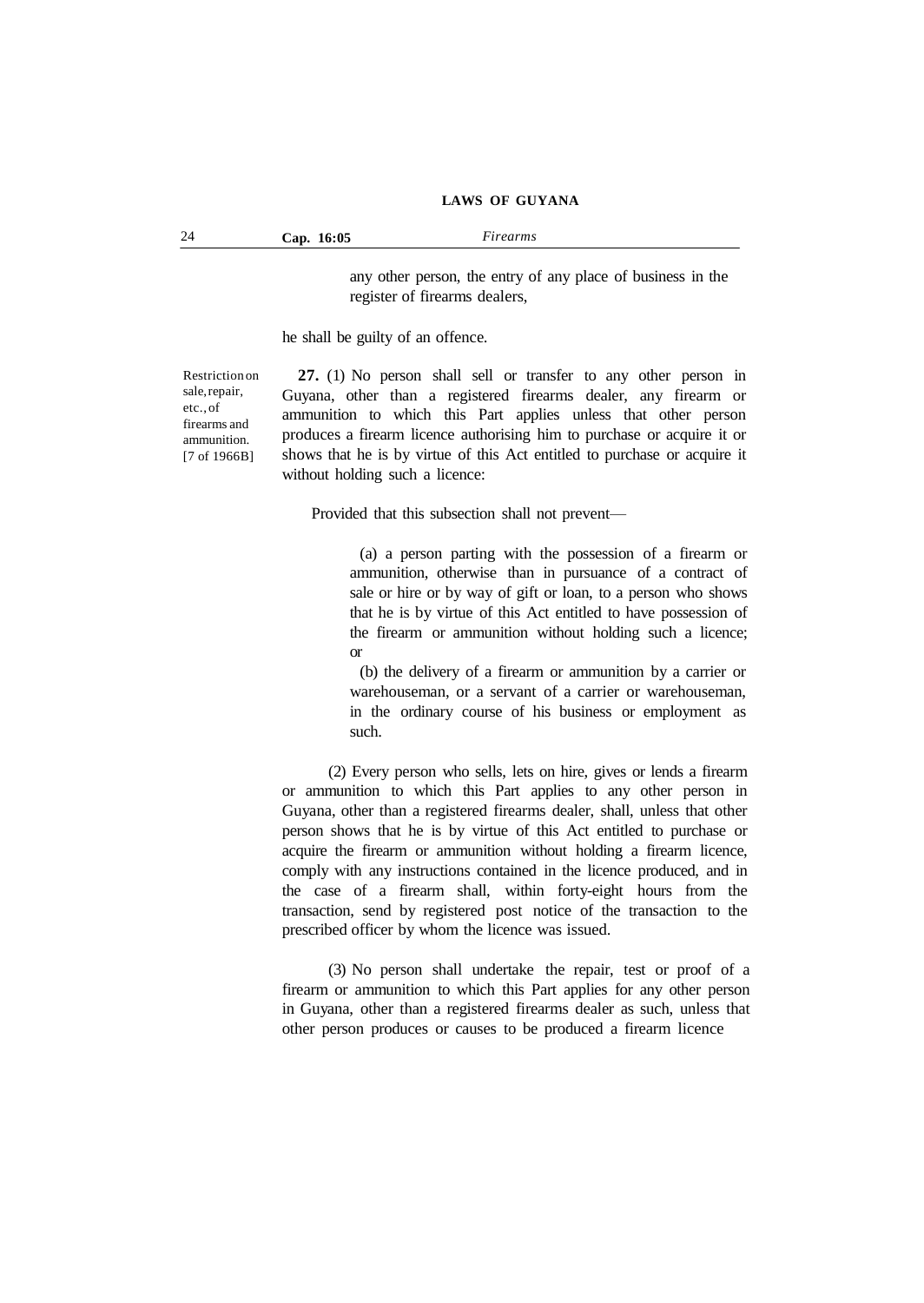any other person, the entry of any place of business in the register of firearms dealers,

he shall be guilty of an offence.

Restriction on sale, repair, etc., of firearms and ammunition. [7 of 1966B]

**27.** (1) No person shall sell or transfer to any other person in Guyana, other than a registered firearms dealer, any firearm or ammunition to which this Part applies unless that other person produces a firearm licence authorising him to purchase or acquire it or shows that he is by virtue of this Act entitled to purchase or acquire it without holding such a licence:

Provided that this subsection shall not prevent—

(a) a person parting with the possession of a firearm or ammunition, otherwise than in pursuance of a contract of sale or hire or by way of gift or loan, to a person who shows that he is by virtue of this Act entitled to have possession of the firearm or ammunition without holding such a licence; or

(b) the delivery of a firearm or ammunition by a carrier or warehouseman, or a servant of a carrier or warehouseman, in the ordinary course of his business or employment as such.

(2) Every person who sells, lets on hire, gives or lends a firearm or ammunition to which this Part applies to any other person in Guyana, other than a registered firearms dealer, shall, unless that other person shows that he is by virtue of this Act entitled to purchase or acquire the firearm or ammunition without holding a firearm licence, comply with any instructions contained in the licence produced, and in the case of a firearm shall, within forty-eight hours from the transaction, send by registered post notice of the transaction to the prescribed officer by whom the licence was issued.

(3) No person shall undertake the repair, test or proof of a firearm or ammunition to which this Part applies for any other person in Guyana, other than a registered firearms dealer as such, unless that other person produces or causes to be produced a firearm licence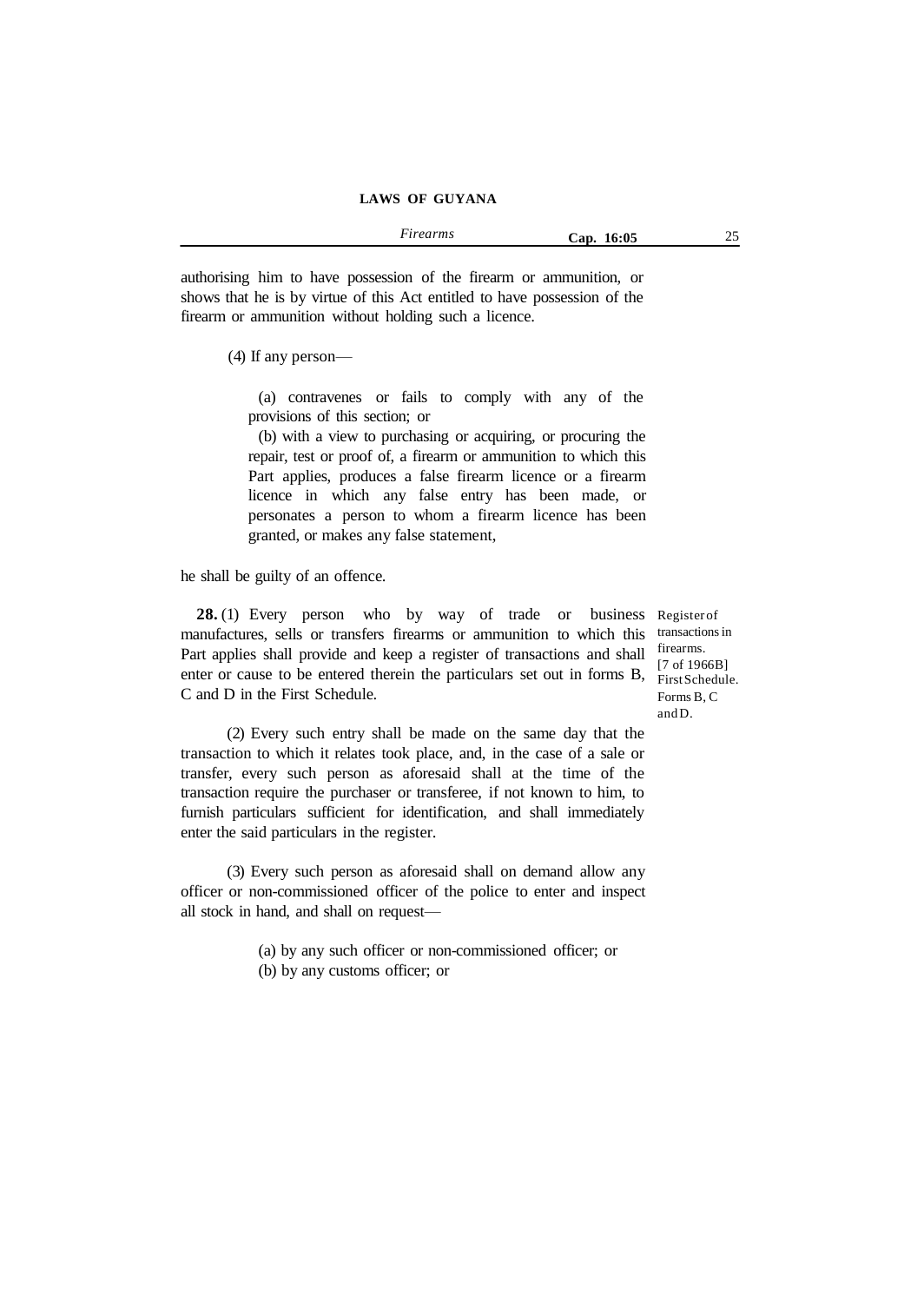authorising him to have possession of the firearm or ammunition, or shows that he is by virtue of this Act entitled to have possession of the firearm or ammunition without holding such a licence.

(4) If any person—

(a) contravenes or fails to comply with any of the provisions of this section; or

(b) with a view to purchasing or acquiring, or procuring the repair, test or proof of, a firearm or ammunition to which this Part applies, produces a false firearm licence or a firearm licence in which any false entry has been made, or personates a person to whom a firearm licence has been granted, or makes any false statement,

he shall be guilty of an offence.

Register of transactions in firearms. [7 of 1966B] First Schedule. Forms B, C and D.

**28.** (1) Every person who by way of trade or business manufactures, sells or transfers firearms or ammunition to which this Part applies shall provide and keep a register of transactions and shall enter or cause to be entered therein the particulars set out in forms B, C and D in the First Schedule.

(2) Every such entry shall be made on the same day that the transaction to which it relates took place, and, in the case of a sale or transfer, every such person as aforesaid shall at the time of the transaction require the purchaser or transferee, if not known to him, to furnish particulars sufficient for identification, and shall immediately enter the said particulars in the register.

(3) Every such person as aforesaid shall on demand allow any officer or non-commissioned officer of the police to enter and inspect all stock in hand, and shall on request—

(a) by any such officer or non-commissioned officer; or

(b) by any customs officer; or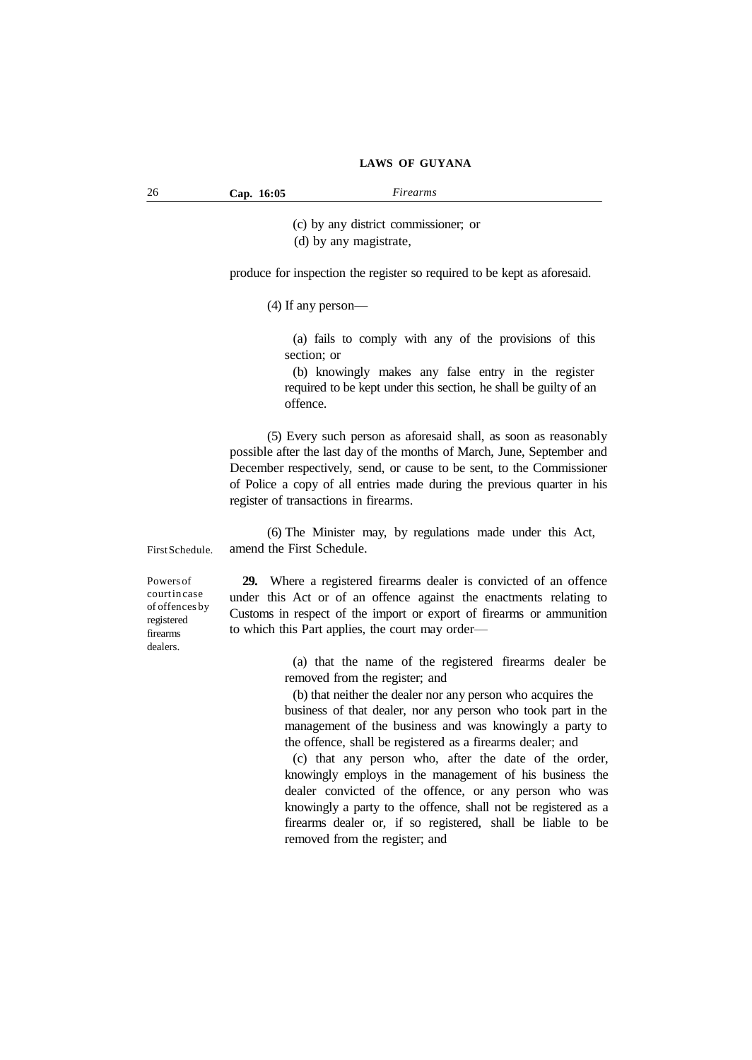(c) by any district commissioner; or

(d) by any magistrate,

produce for inspection the register so required to be kept as aforesaid.

(4) If any person—

(a) fails to comply with any of the provisions of this section; or

(b) knowingly makes any false entry in the register required to be kept under this section, he shall be guilty of an offence.

(5) Every such person as aforesaid shall, as soon as reasonably possible after the last day of the months of March, June, September and December respectively, send, or cause to be sent, to the Commissioner of Police a copy of all entries made during the previous quarter in his register of transactions in firearms.

(6) The Minister may, by regulations made under this Act, amend the First Schedule.

First Schedule.

Powers of court in case of offences by registered firearms dealers.

**29.** Where a registered firearms dealer is convicted of an offence under this Act or of an offence against the enactments relating to Customs in respect of the import or export of firearms or ammunition to which this Part applies, the court may order—

(a) that the name of the registered firearms dealer be removed from the register; and

(b) that neither the dealer nor any person who acquires the business of that dealer, nor any person who took part in the management of the business and was knowingly a party to the offence, shall be registered as a firearms dealer; and

(c) that any person who, after the date of the order, knowingly employs in the management of his business the dealer convicted of the offence, or any person who was knowingly a party to the offence, shall not be registered as a firearms dealer or, if so registered, shall be liable to be removed from the register; and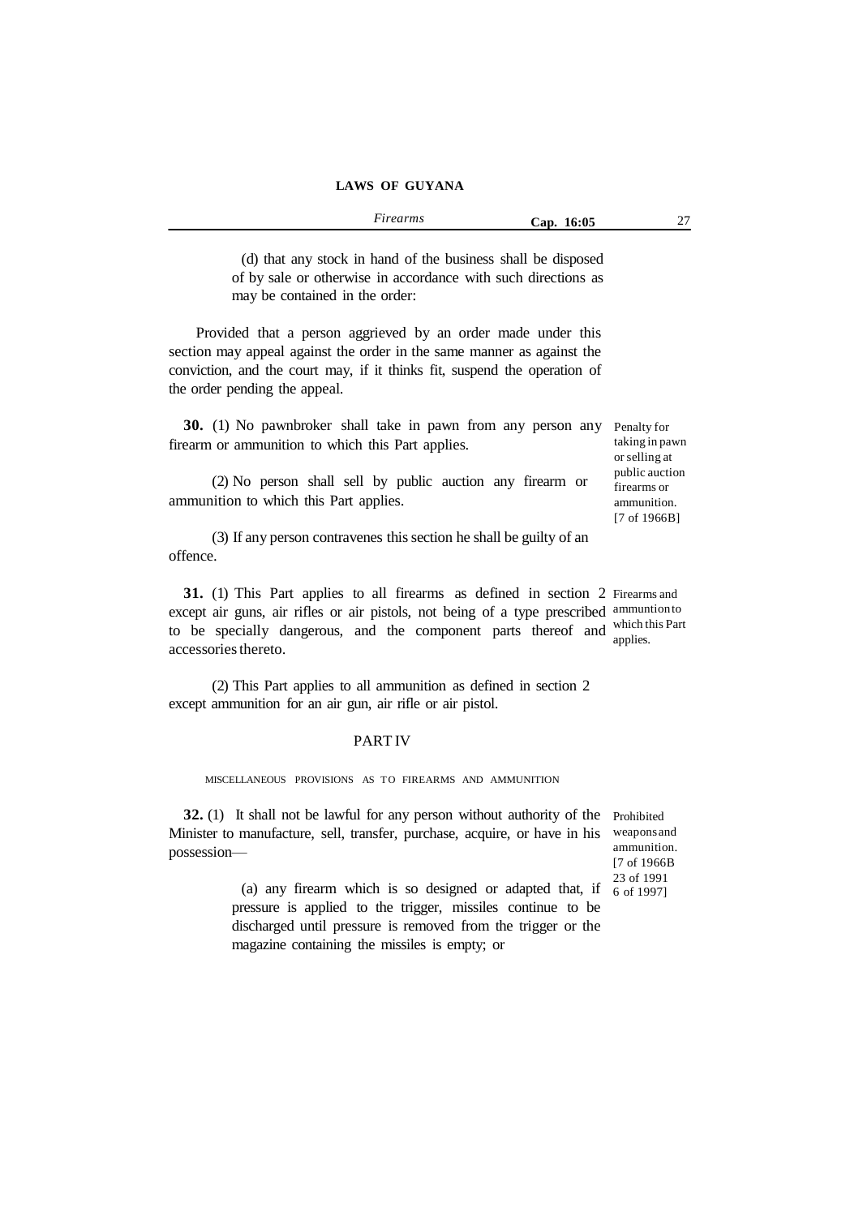(d) that any stock in hand of the business shall be disposed of by sale or otherwise in accordance with such directions as may be contained in the order:

Provided that a person aggrieved by an order made under this section may appeal against the order in the same manner as against the conviction, and the court may, if it thinks fit, suspend the operation of the order pending the appeal.

Penalty for taking in pawn or selling at public auction firearms or ammunition. [7 of 1966B]

**30.** (1) No pawnbroker shall take in pawn from any person any firearm or ammunition to which this Part applies.

(2) No person shall sell by public auction any firearm or ammunition to which this Part applies.

(3) If any person contravenes this section he shall be guilty of an offence.

Firearms and ammuntion to which this Part applies.

**31.** (1) This Part applies to all firearms as defined in section 2 except air guns, air rifles or air pistols, not being of a type prescribed to be specially dangerous, and the component parts thereof and accessories thereto.

(2) This Part applies to all ammunition as defined in section 2 except ammunition for an air gun, air rifle or air pistol.

## PART IV

### MISCELLANEOUS PROVISIONS AS TO FIREARMS AND AMMUNITION

Prohibited weapons and ammunition. [7 of 1966B 23 of 1991 6 of 1997]

**32.** (1) It shall not be lawful for any person without authority of the Minister to manufacture, sell, transfer, purchase, acquire, or have in his possession—

(a) any firearm which is so designed or adapted that, if pressure is applied to the trigger, missiles continue to be discharged until pressure is removed from the trigger or the magazine containing the missiles is empty; or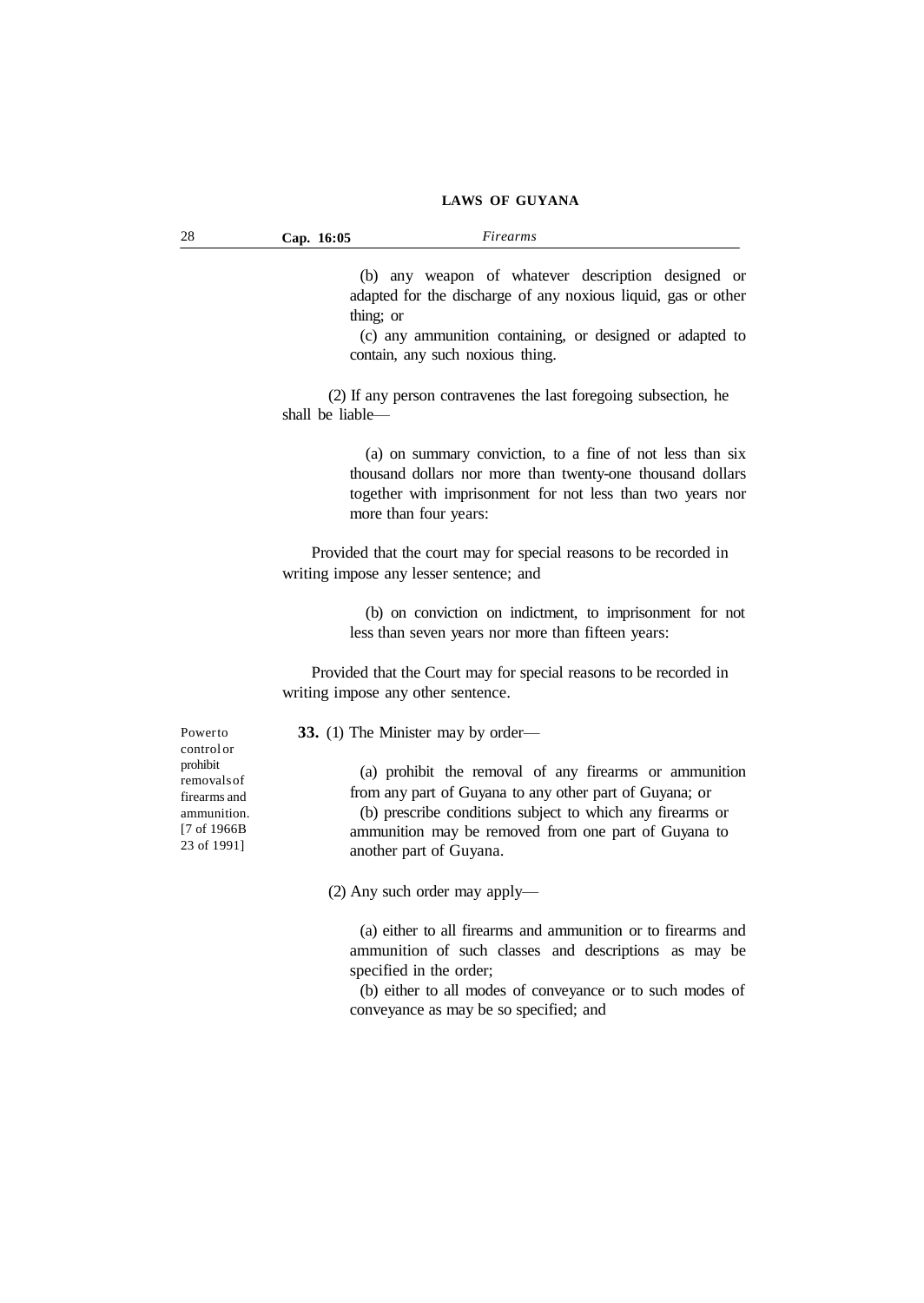(b) any weapon of whatever description designed or adapted for the discharge of any noxious liquid, gas or other thing; or

(c) any ammunition containing, or designed or adapted to contain, any such noxious thing.

(2) If any person contravenes the last foregoing subsection, he shall be liable—

(a) on summary conviction, to a fine of not less than six thousand dollars nor more than twenty-one thousand dollars together with imprisonment for not less than two years nor more than four years:

Provided that the court may for special reasons to be recorded in writing impose any lesser sentence; and

(b) on conviction on indictment, to imprisonment for not less than seven years nor more than fifteen years:

Provided that the Court may for special reasons to be recorded in writing impose any other sentence.

Power to control or prohibit removals of firearms and ammunition. [7 of 1966B 23 of 1991]

**33.** (1) The Minister may by order—

(a) prohibit the removal of any firearms or ammunition from any part of Guyana to any other part of Guyana; or

(b) prescribe conditions subject to which any firearms or ammunition may be removed from one part of Guyana to another part of Guyana.

(2) Any such order may apply—

(a) either to all firearms and ammunition or to firearms and ammunition of such classes and descriptions as may be specified in the order;

(b) either to all modes of conveyance or to such modes of conveyance as may be so specified; and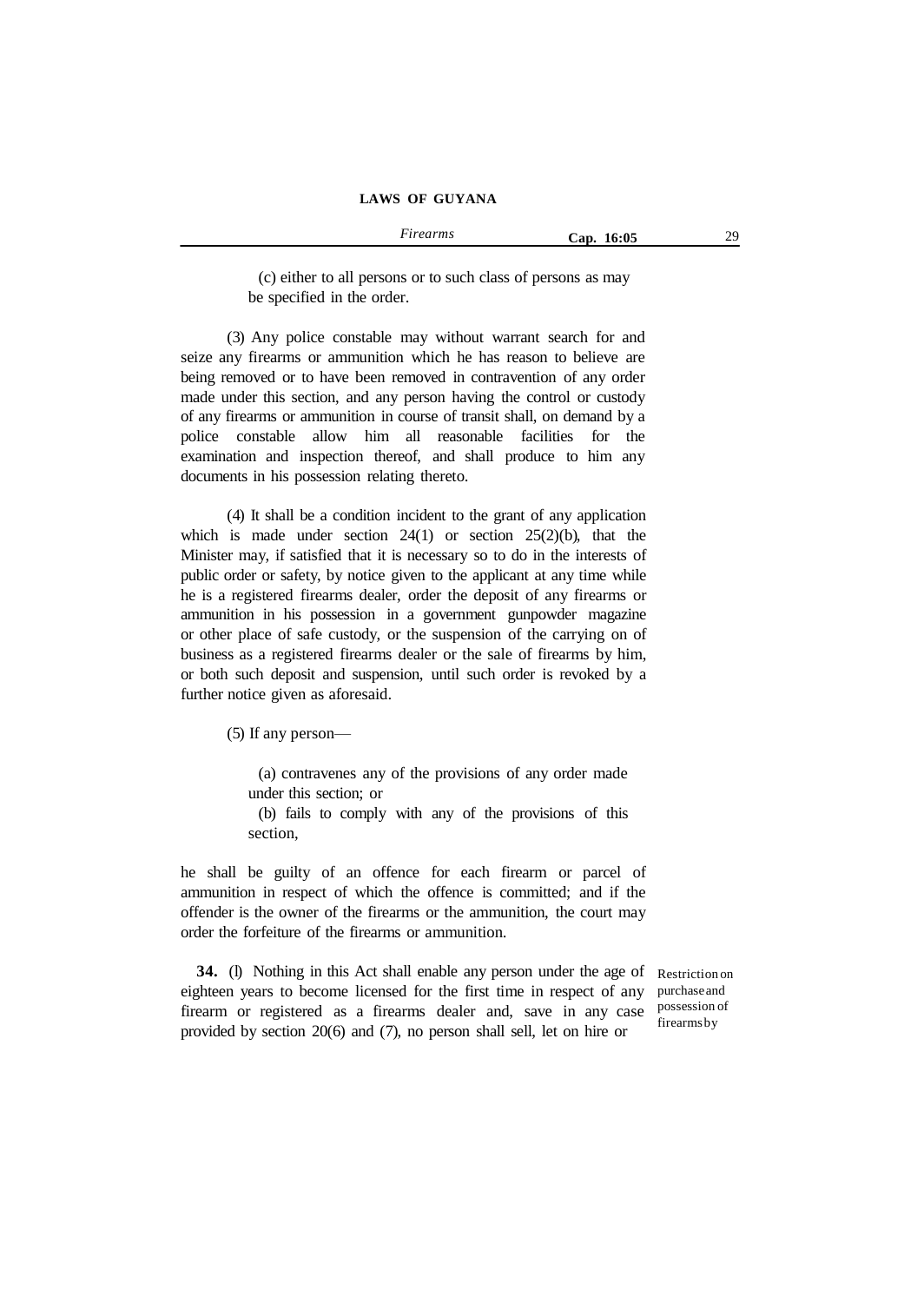(c) either to all persons or to such class of persons as may be specified in the order.

(3) Any police constable may without warrant search for and seize any firearms or ammunition which he has reason to believe are being removed or to have been removed in contravention of any order made under this section, and any person having the control or custody of any firearms or ammunition in course of transit shall, on demand by a police constable allow him all reasonable facilities for the examination and inspection thereof, and shall produce to him any documents in his possession relating thereto.

(4) It shall be a condition incident to the grant of any application which is made under section 24(1) or section 25(2)(b), that the Minister may, if satisfied that it is necessary so to do in the interests of public order or safety, by notice given to the applicant at any time while he is a registered firearms dealer, order the deposit of any firearms or ammunition in his possession in a government gunpowder magazine or other place of safe custody, or the suspension of the carrying on of business as a registered firearms dealer or the sale of firearms by him, or both such deposit and suspension, until such order is revoked by a further notice given as aforesaid.

(5) If any person—

(a) contravenes any of the provisions of any order made under this section; or

(b) fails to comply with any of the provisions of this section,

he shall be guilty of an offence for each firearm or parcel of ammunition in respect of which the offence is committed; and if the offender is the owner of the firearms or the ammunition, the court may order the forfeiture of the firearms or ammunition.

Restriction on purchase and possession of firearms by

**34.** (l) Nothing in this Act shall enable any person under the age of eighteen years to become licensed for the first time in respect of any firearm or registered as a firearms dealer and, save in any case provided by section 20(6) and (7), no person shall sell, let on hire or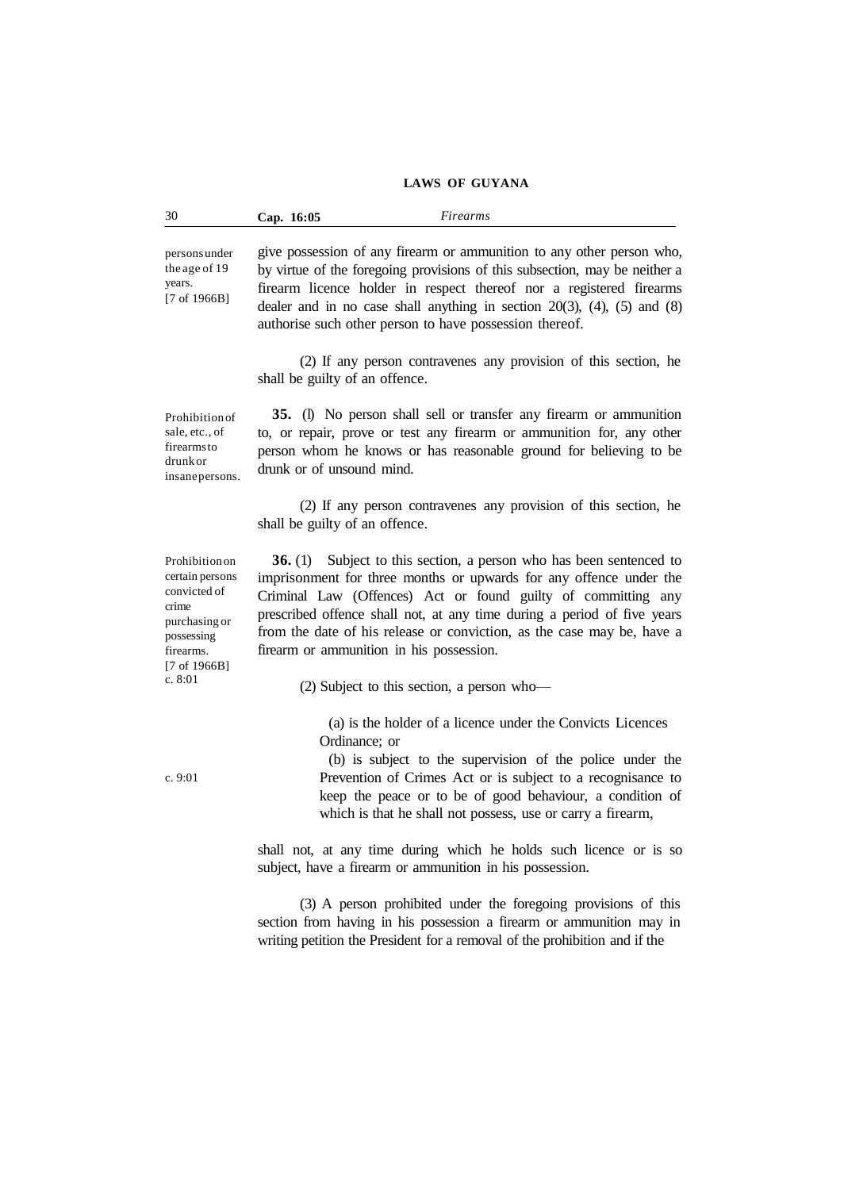give possession of any firearm or ammunition to any other person who, by virtue of the foregoing provisions of this subsection, may be neither a firearm licence holder in respect thereof nor a registered firearms dealer and in no case shall anything in section 20(3), (4), (5) and (8) authorise such other person to have possession thereof.

persons under the age of 19 years. [7 of 1966B]

(2) If any person contravenes any provision of this section, he shall be guilty of an offence.

Prohibition of sale, etc., of firearms to drunk or insane persons.

**35.** (l) No person shall sell or transfer any firearm or ammunition to, or repair, prove or test any firearm or ammunition for, any other person whom he knows or has reasonable ground for believing to be drunk or of unsound mind.

(2) If any person contravenes any provision of this section, he shall be guilty of an offence.

Prohibition on certain persons convicted of crime purchasing or possessing firearms. [7 of 1966B] c. 8:01

**36.** (1) Subject to this section, a person who has been sentenced to imprisonment for three months or upwards for any offence under the Criminal Law (Offences) Act or found guilty of committing any prescribed offence shall not, at any time during a period of five years from the date of his release or conviction, as the case may be, have a firearm or ammunition in his possession.

(2) Subject to this section, a person who—

(a) is the holder of a licence under the Convicts Licences Ordinance; or

c. 9:01

(b) is subject to the supervision of the police under the Prevention of Crimes Act or is subject to a recognisance to keep the peace or to be of good behaviour, a condition of which is that he shall not possess, use or carry a firearm,

shall not, at any time during which he holds such licence or is so subject, have a firearm or ammunition in his possession.

(3) A person prohibited under the foregoing provisions of this section from having in his possession a firearm or ammunition may in writing petition the President for a removal of the prohibition and if the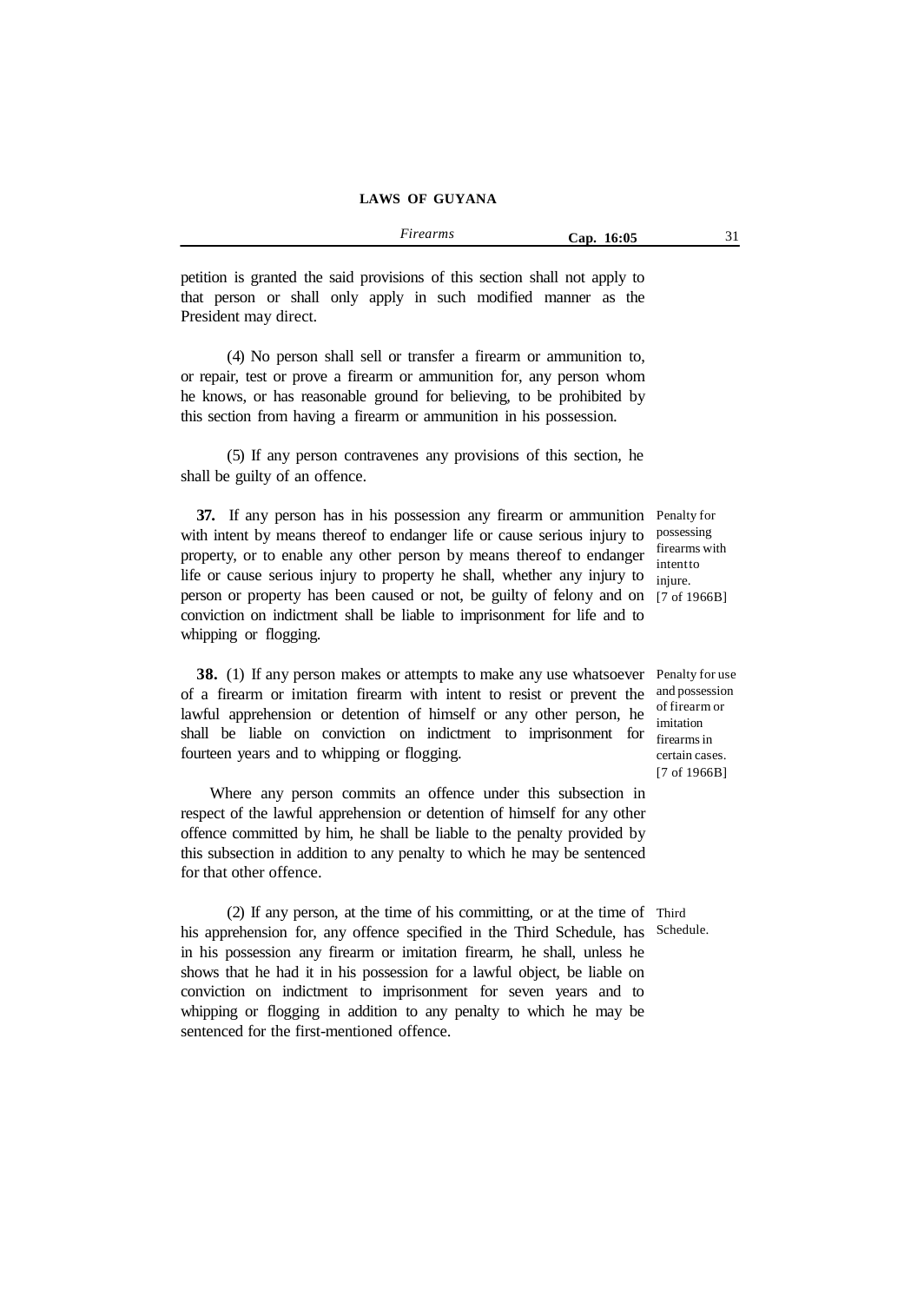petition is granted the said provisions of this section shall not apply to that person or shall only apply in such modified manner as the President may direct.

(4) No person shall sell or transfer a firearm or ammunition to, or repair, test or prove a firearm or ammunition for, any person whom he knows, or has reasonable ground for believing, to be prohibited by this section from having a firearm or ammunition in his possession.

(5) If any person contravenes any provisions of this section, he shall be guilty of an offence.

Penalty for possessing firearms with intent to injure. [7 of 1966B]

**37.** If any person has in his possession any firearm or ammunition with intent by means thereof to endanger life or cause serious injury to property, or to enable any other person by means thereof to endanger life or cause serious injury to property he shall, whether any injury to person or property has been caused or not, be guilty of felony and on conviction on indictment shall be liable to imprisonment for life and to whipping or flogging.

Penalty for use and possession of firearm or imitation firearms in certain cases. [7 of 1966B]

**38.** (1) If any person makes or attempts to make any use whatsoever of a firearm or imitation firearm with intent to resist or prevent the lawful apprehension or detention of himself or any other person, he shall be liable on conviction on indictment to imprisonment for fourteen years and to whipping or flogging.

Where any person commits an offence under this subsection in respect of the lawful apprehension or detention of himself for any other offence committed by him, he shall be liable to the penalty provided by this subsection in addition to any penalty to which he may be sentenced for that other offence.

Third Schedule.

(2) If any person, at the time of his committing, or at the time of his apprehension for, any offence specified in the Third Schedule, has in his possession any firearm or imitation firearm, he shall, unless he shows that he had it in his possession for a lawful object, be liable on conviction on indictment to imprisonment for seven years and to whipping or flogging in addition to any penalty to which he may be sentenced for the first-mentioned offence.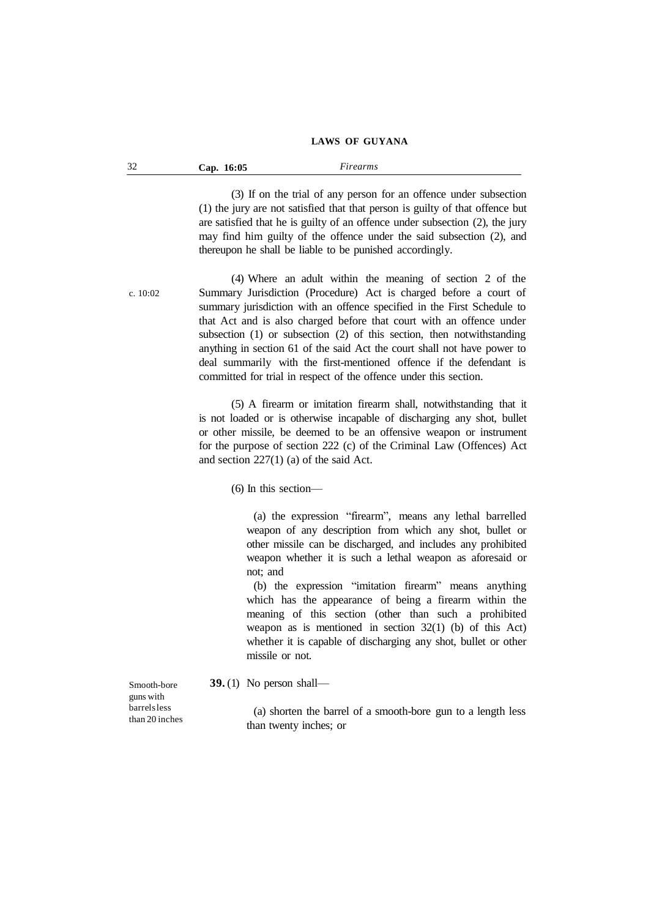(3) If on the trial of any person for an offence under subsection (1) the jury are not satisfied that that person is guilty of that offence but are satisfied that he is guilty of an offence under subsection (2), the jury may find him guilty of the offence under the said subsection (2), and thereupon he shall be liable to be punished accordingly.

c. 10:02

(4) Where an adult within the meaning of section 2 of the Summary Jurisdiction (Procedure) Act is charged before a court of summary jurisdiction with an offence specified in the First Schedule to that Act and is also charged before that court with an offence under subsection (1) or subsection (2) of this section, then notwithstanding anything in section 61 of the said Act the court shall not have power to deal summarily with the first-mentioned offence if the defendant is committed for trial in respect of the offence under this section.

(5) A firearm or imitation firearm shall, notwithstanding that it is not loaded or is otherwise incapable of discharging any shot, bullet or other missile, be deemed to be an offensive weapon or instrument for the purpose of section 222 (c) of the Criminal Law (Offences) Act and section 227(1) (a) of the said Act.

(6) In this section—

(a) the expression "firearm", means any lethal barrelled weapon of any description from which any shot, bullet or other missile can be discharged, and includes any prohibited weapon whether it is such a lethal weapon as aforesaid or not; and

(b) the expression "imitation firearm" means anything which has the appearance of being a firearm within the meaning of this section (other than such a prohibited weapon as is mentioned in section 32(1) (b) of this Act) whether it is capable of discharging any shot, bullet or other missile or not.

Smooth-bore guns with barrels less than 20 inches

**39.** (1) No person shall—

(a) shorten the barrel of a smooth-bore gun to a length less than twenty inches; or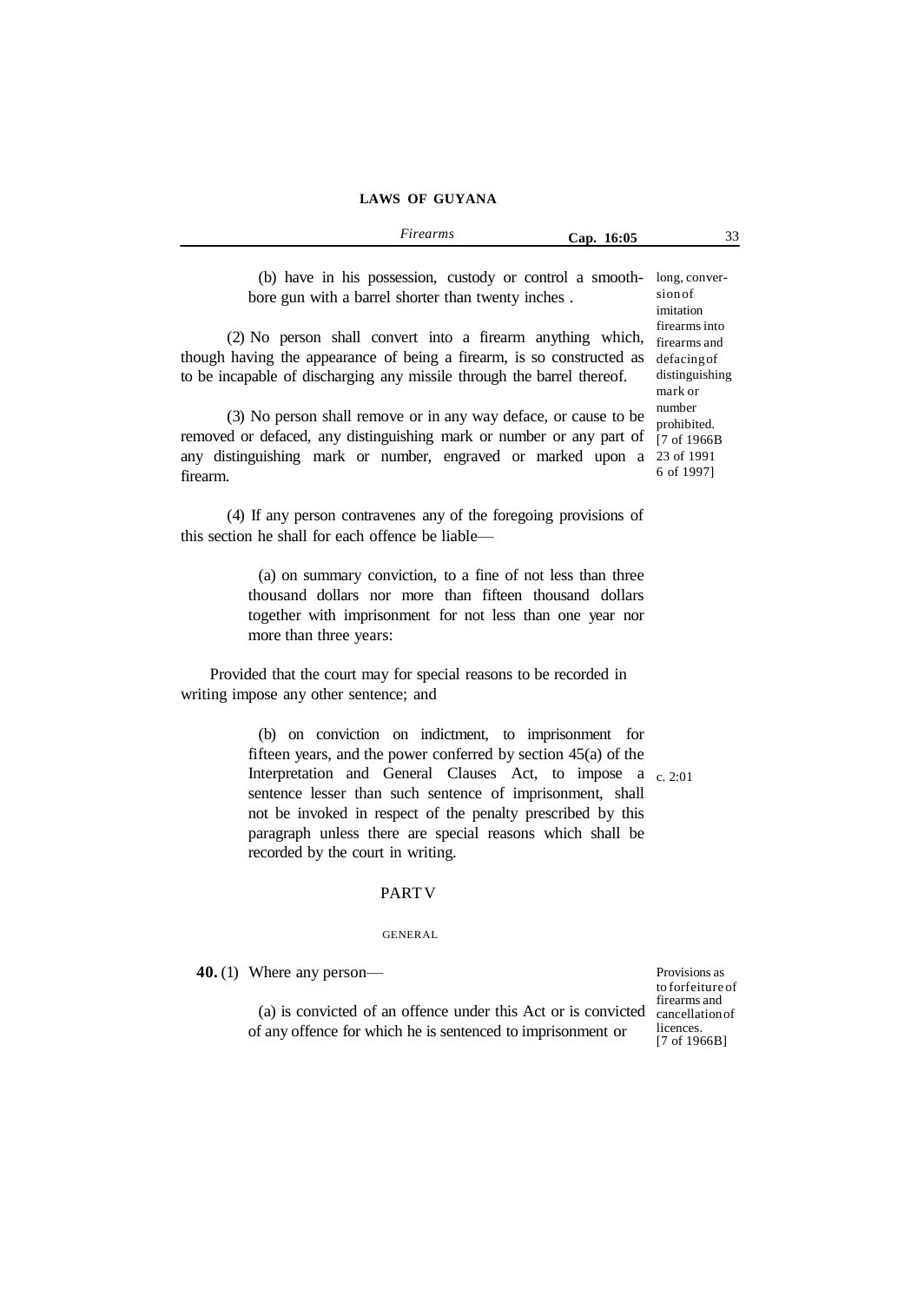(b) have in his possession, custody or control a smooth-bore gun with a barrel shorter than twenty inches .

long, conversion of imitation firearms into firearms and defacing of distinguishing mark or number prohibited. [7 of 1966B 23 of 1991 6 of 1997]

(2) No person shall convert into a firearm anything which, though having the appearance of being a firearm, is so constructed as to be incapable of discharging any missile through the barrel thereof.

(3) No person shall remove or in any way deface, or cause to be removed or defaced, any distinguishing mark or number or any part of any distinguishing mark or number, engraved or marked upon a firearm.

(4) If any person contravenes any of the foregoing provisions of this section he shall for each offence be liable—

(a) on summary conviction, to a fine of not less than three thousand dollars nor more than fifteen thousand dollars together with imprisonment for not less than one year nor more than three years:

Provided that the court may for special reasons to be recorded in writing impose any other sentence; and

(b) on conviction on indictment, to imprisonment for fifteen years, and the power conferred by section 45(a) of the Interpretation and General Clauses Act, to impose a sentence lesser than such sentence of imprisonment, shall not be invoked in respect of the penalty prescribed by this paragraph unless there are special reasons which shall be recorded by the court in writing.

c. 2:01

## PART V

### GENERAL

**40.** (1) Where any person—

Provisions as to forfeiture of firearms and cancellation of licences. [7 of 1966B]

(a) is convicted of an offence under this Act or is convicted of any offence for which he is sentenced to imprisonment or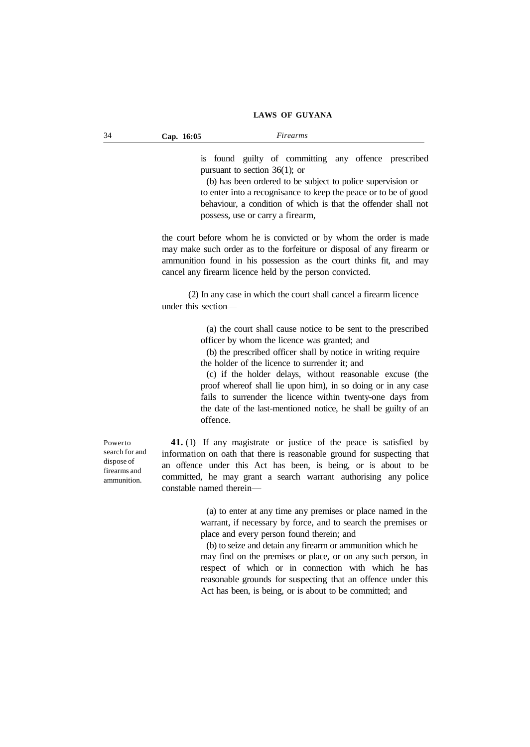is found guilty of committing any offence prescribed pursuant to section 36(1); or

(b) has been ordered to be subject to police supervision or to enter into a recognisance to keep the peace or to be of good behaviour, a condition of which is that the offender shall not possess, use or carry a firearm,

the court before whom he is convicted or by whom the order is made may make such order as to the forfeiture or disposal of any firearm or ammunition found in his possession as the court thinks fit, and may cancel any firearm licence held by the person convicted.

(2) In any case in which the court shall cancel a firearm licence under this section—

(a) the court shall cause notice to be sent to the prescribed officer by whom the licence was granted; and

(b) the prescribed officer shall by notice in writing require the holder of the licence to surrender it; and

(c) if the holder delays, without reasonable excuse (the proof whereof shall lie upon him), in so doing or in any case fails to surrender the licence within twenty-one days from the date of the last-mentioned notice, he shall be guilty of an offence.

*Power to search for and dispose of firearms and ammunition.*

**41.** (1) If any magistrate or justice of the peace is satisfied by information on oath that there is reasonable ground for suspecting that an offence under this Act has been, is being, or is about to be committed, he may grant a search warrant authorising any police constable named therein—

(a) to enter at any time any premises or place named in the warrant, if necessary by force, and to search the premises or place and every person found therein; and

(b) to seize and detain any firearm or ammunition which he may find on the premises or place, or on any such person, in respect of which or in connection with which he has reasonable grounds for suspecting that an offence under this Act has been, is being, or is about to be committed; and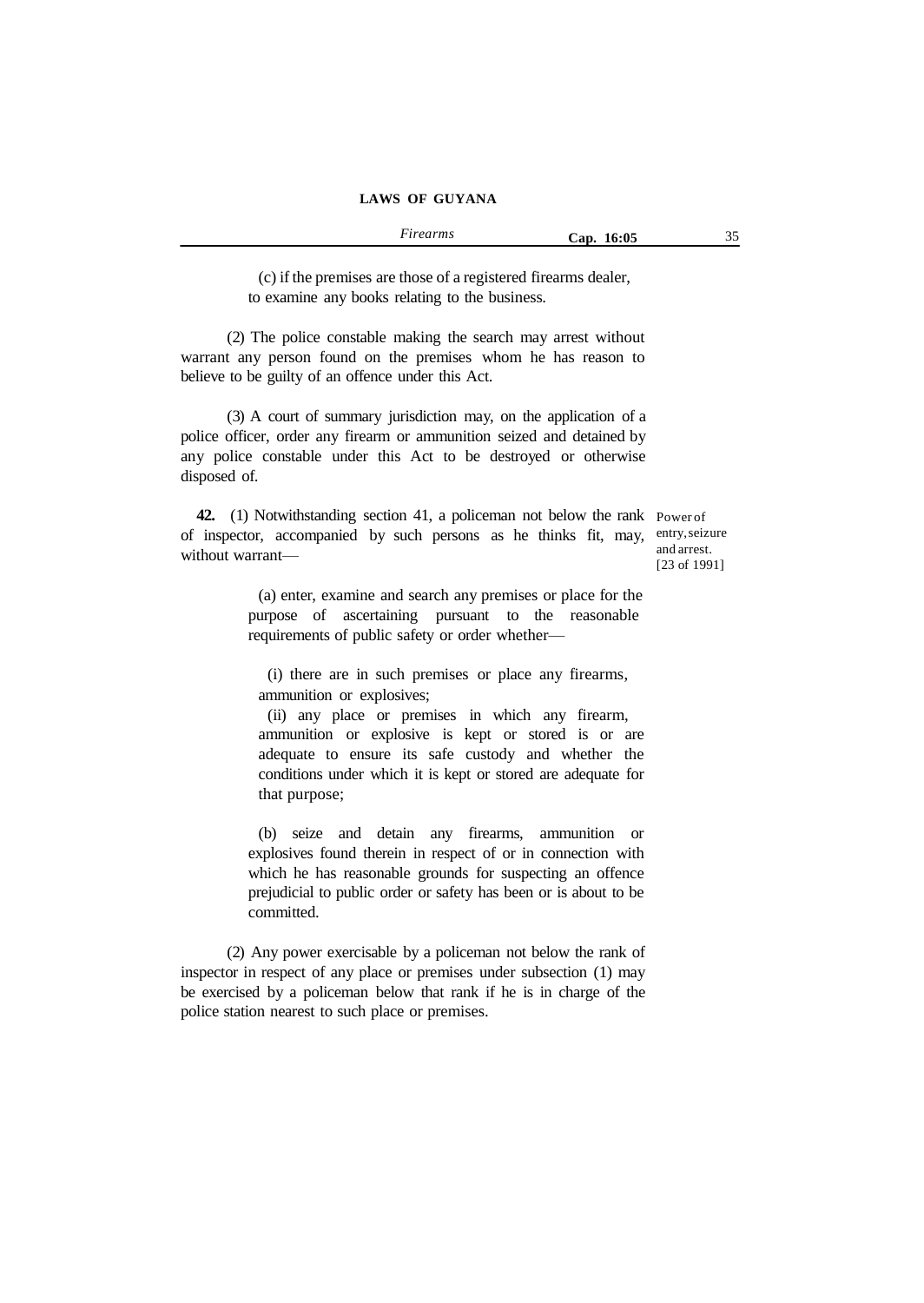(c) if the premises are those of a registered firearms dealer, to examine any books relating to the business.

(2) The police constable making the search may arrest without warrant any person found on the premises whom he has reason to believe to be guilty of an offence under this Act.

(3) A court of summary jurisdiction may, on the application of a police officer, order any firearm or ammunition seized and detained by any police constable under this Act to be destroyed or otherwise disposed of.

Power of entry, seizure and arrest. [23 of 1991]

**42.** (1) Notwithstanding section 41, a policeman not below the rank of inspector, accompanied by such persons as he thinks fit, may, without warrant—

(a) enter, examine and search any premises or place for the purpose of ascertaining pursuant to the reasonable requirements of public safety or order whether—

(i) there are in such premises or place any firearms, ammunition or explosives;

(ii) any place or premises in which any firearm, ammunition or explosive is kept or stored is or are adequate to ensure its safe custody and whether the conditions under which it is kept or stored are adequate for that purpose;

(b) seize and detain any firearms, ammunition or explosives found therein in respect of or in connection with which he has reasonable grounds for suspecting an offence prejudicial to public order or safety has been or is about to be committed.

(2) Any power exercisable by a policeman not below the rank of inspector in respect of any place or premises under subsection (1) may be exercised by a policeman below that rank if he is in charge of the police station nearest to such place or premises.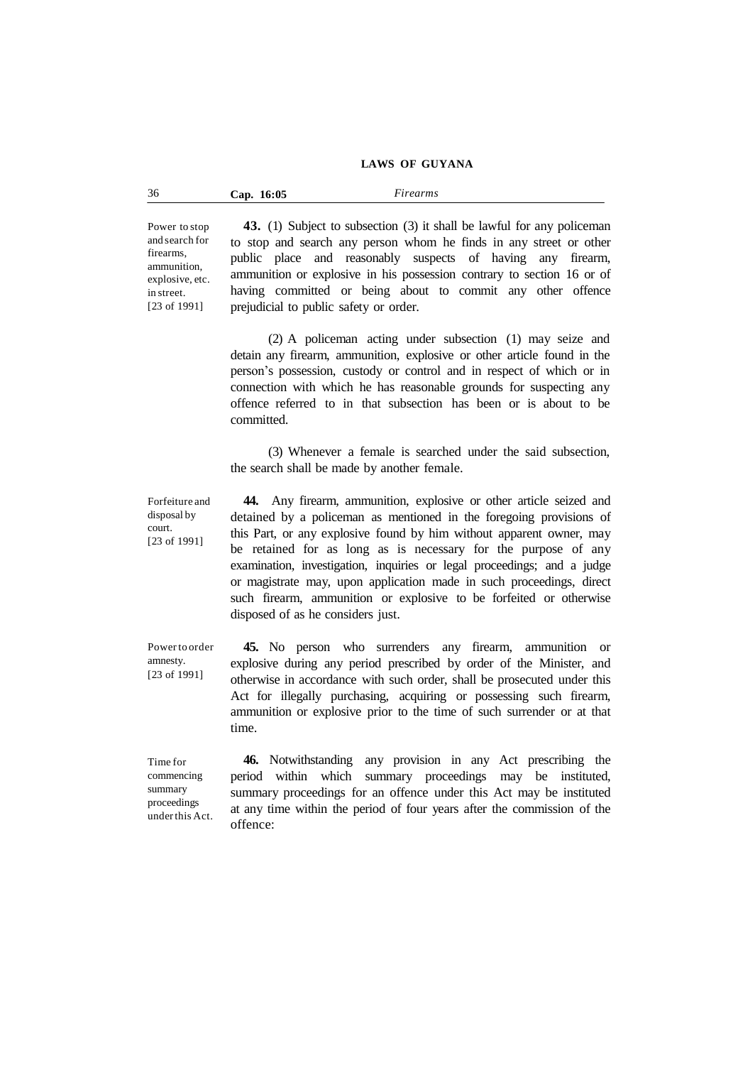Power to stop and search for firearms, ammunition, explosive, etc. in street. [23 of 1991]

**43.** (1) Subject to subsection (3) it shall be lawful for any policeman to stop and search any person whom he finds in any street or other public place and reasonably suspects of having any firearm, ammunition or explosive in his possession contrary to section 16 or of having committed or being about to commit any other offence prejudicial to public safety or order.

(2) A policeman acting under subsection (1) may seize and detain any firearm, ammunition, explosive or other article found in the person's possession, custody or control and in respect of which or in connection with which he has reasonable grounds for suspecting any offence referred to in that subsection has been or is about to be committed.

(3) Whenever a female is searched under the said subsection, the search shall be made by another female.

Forfeiture and disposal by court. [23 of 1991]

**44.** Any firearm, ammunition, explosive or other article seized and detained by a policeman as mentioned in the foregoing provisions of this Part, or any explosive found by him without apparent owner, may be retained for as long as is necessary for the purpose of any examination, investigation, inquiries or legal proceedings; and a judge or magistrate may, upon application made in such proceedings, direct such firearm, ammunition or explosive to be forfeited or otherwise disposed of as he considers just.

Power to order amnesty. [23 of 1991]

**45.** No person who surrenders any firearm, ammunition or explosive during any period prescribed by order of the Minister, and otherwise in accordance with such order, shall be prosecuted under this Act for illegally purchasing, acquiring or possessing such firearm, ammunition or explosive prior to the time of such surrender or at that time.

Time for commencing summary proceedings under this Act.

**46.** Notwithstanding any provision in any Act prescribing the period within which summary proceedings may be instituted, summary proceedings for an offence under this Act may be instituted at any time within the period of four years after the commission of the offence: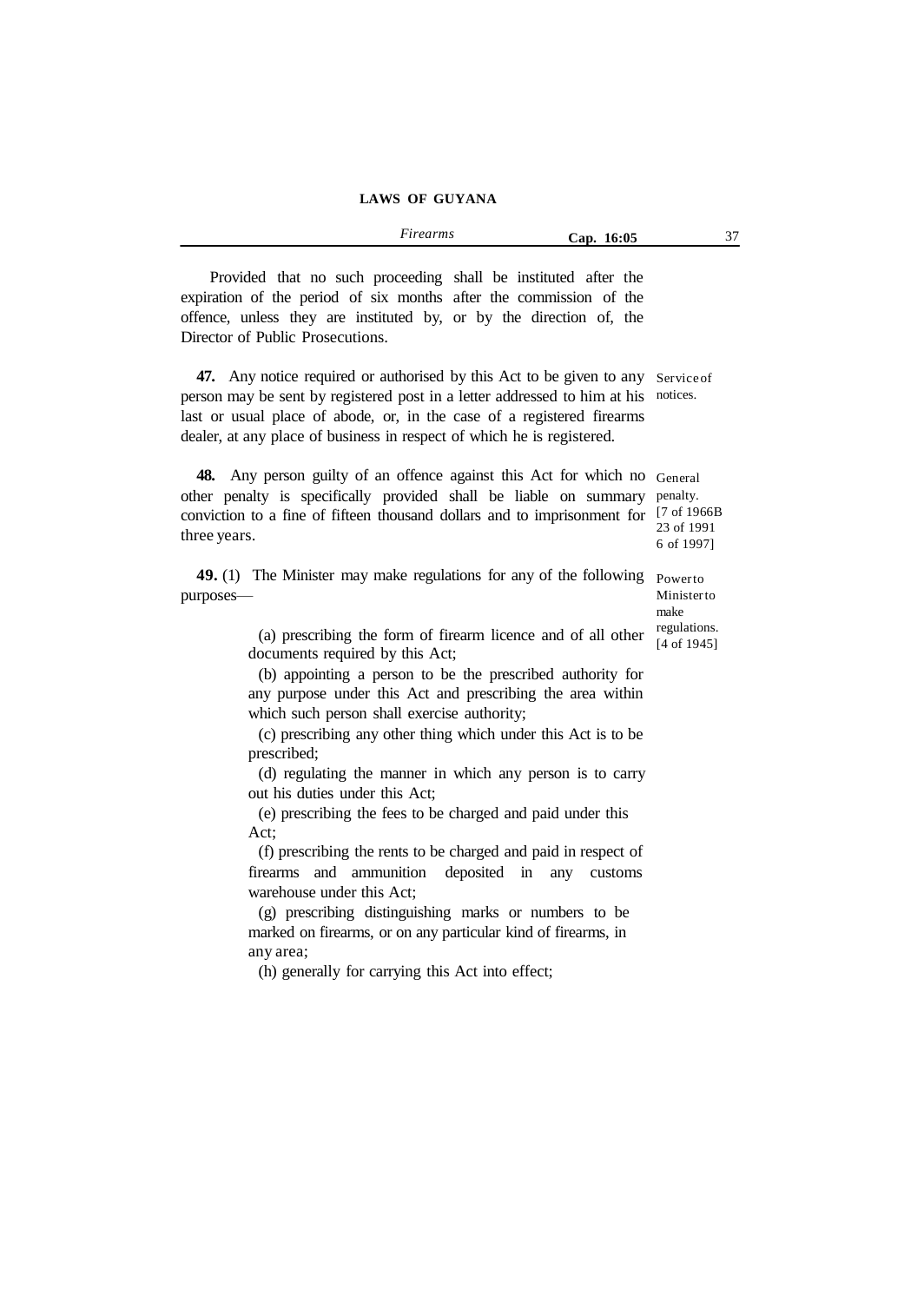Provided that no such proceeding shall be instituted after the expiration of the period of six months after the commission of the offence, unless they are instituted by, or by the direction of, the Director of Public Prosecutions.

**47.** Any notice required or authorised by this Act to be given to any person may be sent by registered post in a letter addressed to him at his last or usual place of abode, or, in the case of a registered firearms dealer, at any place of business in respect of which he is registered.

Service of notices.

**48.** Any person guilty of an offence against this Act for which no other penalty is specifically provided shall be liable on summary conviction to a fine of fifteen thousand dollars and to imprisonment for three years.

General penalty. [7 of 1966B 23 of 1991 6 of 1997]

**49.** (1) The Minister may make regulations for any of the following purposes—

Power to Minister to make regulations. [4 of 1945]

(a) prescribing the form of firearm licence and of all other documents required by this Act;

(b) appointing a person to be the prescribed authority for any purpose under this Act and prescribing the area within which such person shall exercise authority;

(c) prescribing any other thing which under this Act is to be prescribed;

(d) regulating the manner in which any person is to carry out his duties under this Act;

(e) prescribing the fees to be charged and paid under this Act;

(f) prescribing the rents to be charged and paid in respect of firearms and ammunition deposited in any customs warehouse under this Act;

(g) prescribing distinguishing marks or numbers to be marked on firearms, or on any particular kind of firearms, in any area;

(h) generally for carrying this Act into effect;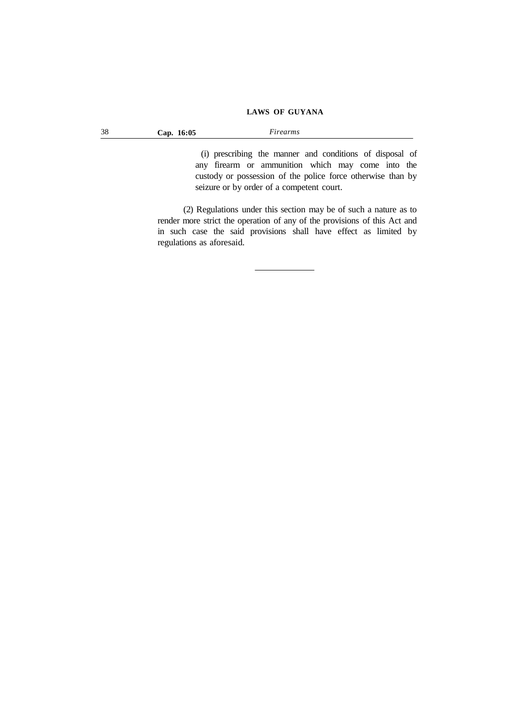(i) prescribing the manner and conditions of disposal of any firearm or ammunition which may come into the custody or possession of the police force otherwise than by seizure or by order of a competent court.

(2) Regulations under this section may be of such a nature as to render more strict the operation of any of the provisions of this Act and in such case the said provisions shall have effect as limited by regulations as aforesaid.

---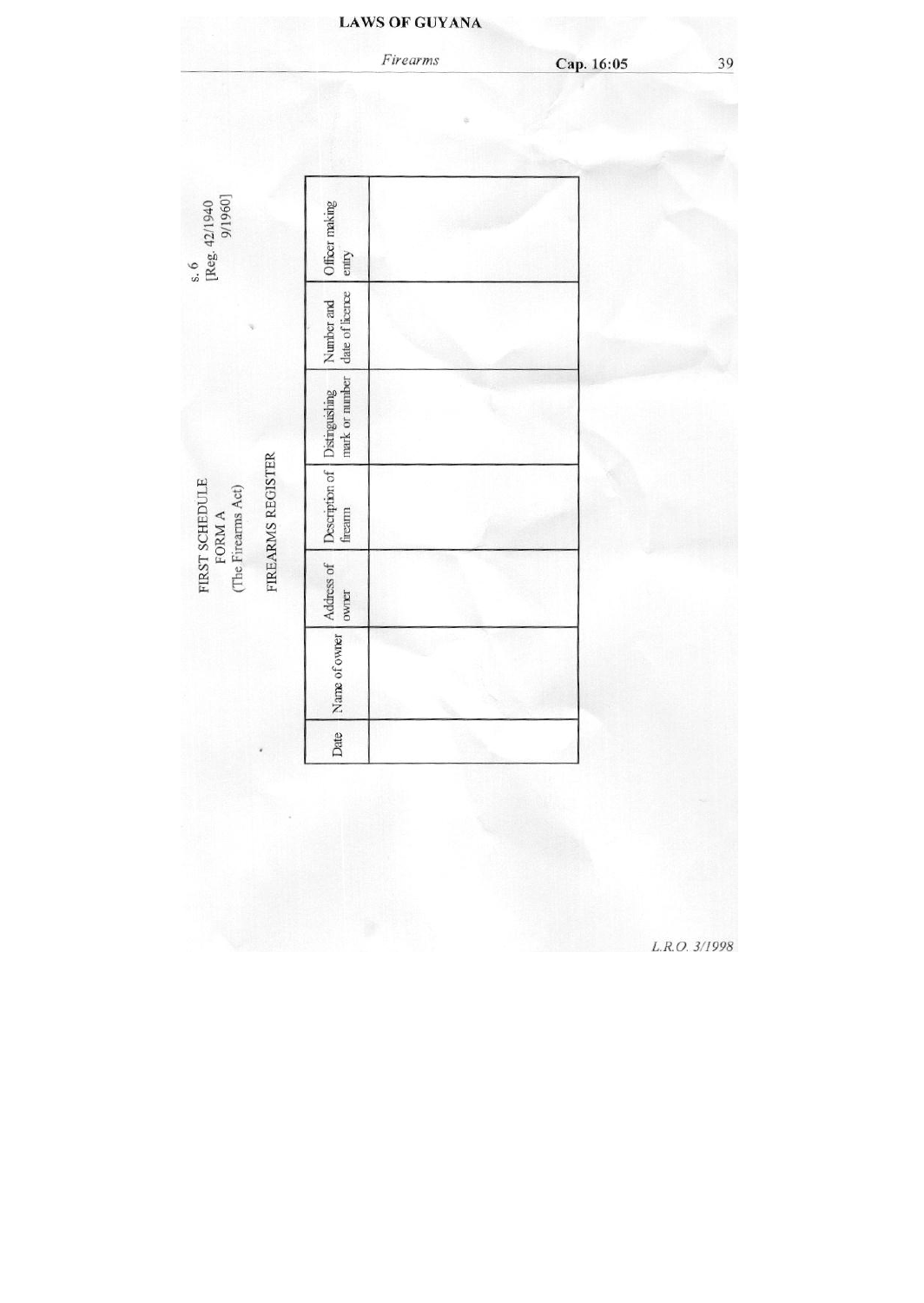s. 6
[Reg. 42/1940
9/1960]

# FIRST SCHEDULE
## FORM A
(The Firearms Act)

## FIREARMS REGISTER

| Date | Name of owner | Address of owner | Description of firearm | Distinguishing mark or number | Number and date of licence | Officer making entry |
|---|---|---|---|---|---|---|
| | | | | | | |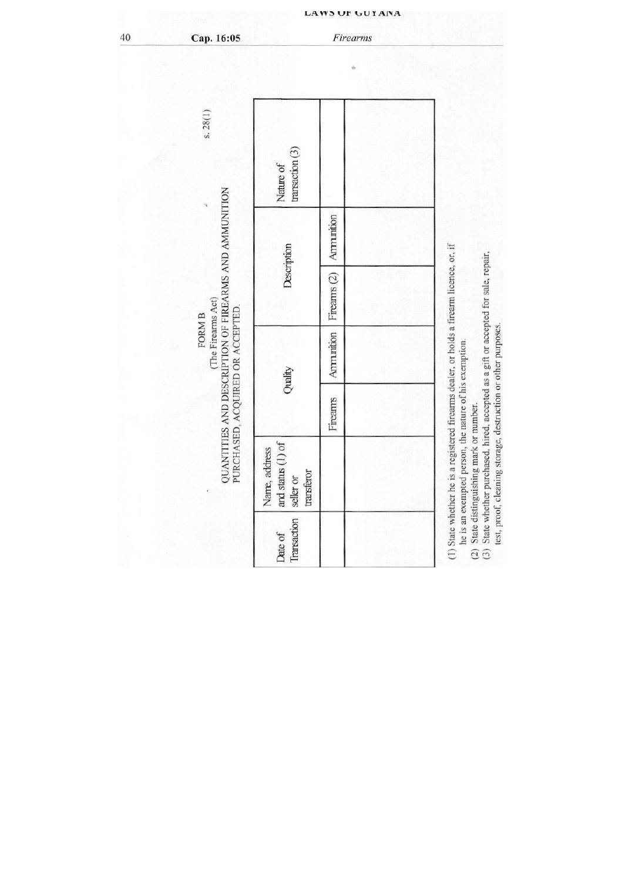s. 28(1)

## FORM B

(The Firearms Act)

QUANTITIES AND DESCRIPTION OF FIREARMS AND AMMUNITION PURCHASED, ACQUIRED OR ACCEPTED.

| Date of Transaction | Name, address and status (1) of seller or transferor | Quality | | Description | | Nature of transaction (3) |
|---|---|---|---|---|---|---|
| | | Firearms | Ammunition | Firearms (2) | Ammunition | |
| | | | | | | |

(1) State whether he is a registered firearms dealer, or holds a firearm licence, or, if he is an exempted person, the nature of his exemption.

(2) State distinguishing mark or number.

(3) State whether purchased, hired, accepted as a gift or accepted for sale, repair, test, proof, cleaning storage, destruction or other purposes.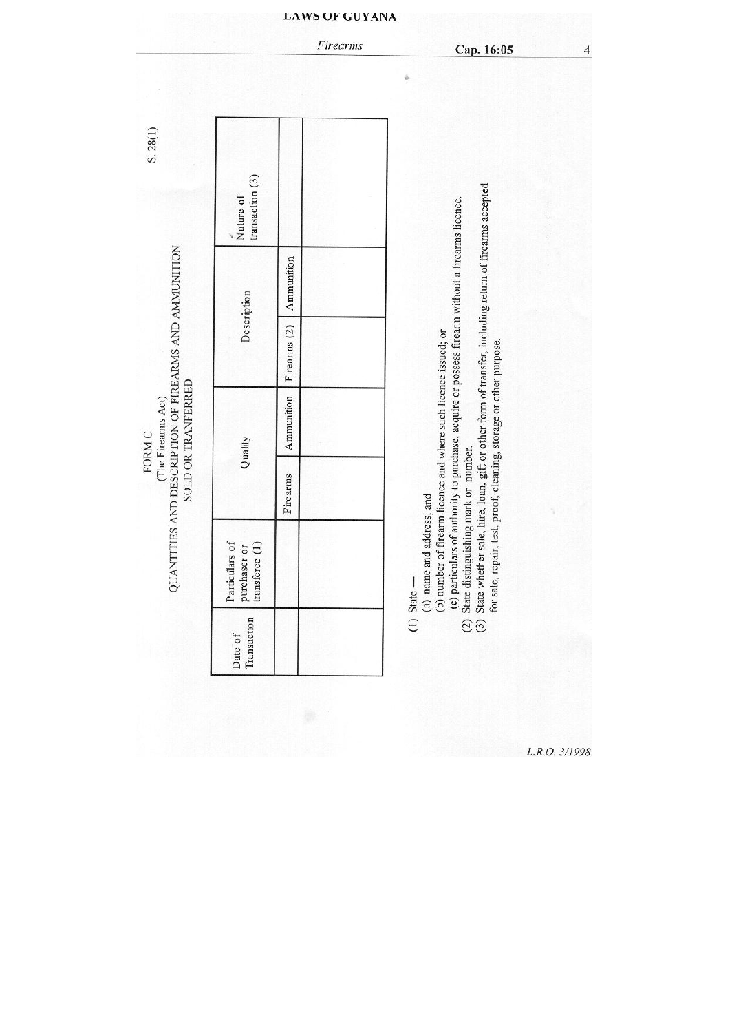S. 28(1)

FORM C
(The Firearms Act)
QUANTITIES AND DESCRIPTION OF FIREARMS AND AMMUNITION
SOLD OR TRANFERRED

| Date of Transaction | Particulars of purchaser or transferee (1) | Quality | | Description | | Nature of transaction (3) |
|---|---|---|---|---|---|---|
| | | Firearms | Ammunition | Firearms (2) | Ammunition | |
| | | | | | | |

(1) State —
(a) name and address; and
(b) number of firearm licence and where such licence issued; or
(c) particulars of authority to purchase, acquire or possess firearm without a firearms licence.
(2) State distinguishing mark or number.
(3) State whether sale, hire, loan, gift or other form of transfer, including return of firearms accepted for sale, repair, test, proof, cleaning, storage or other purpose.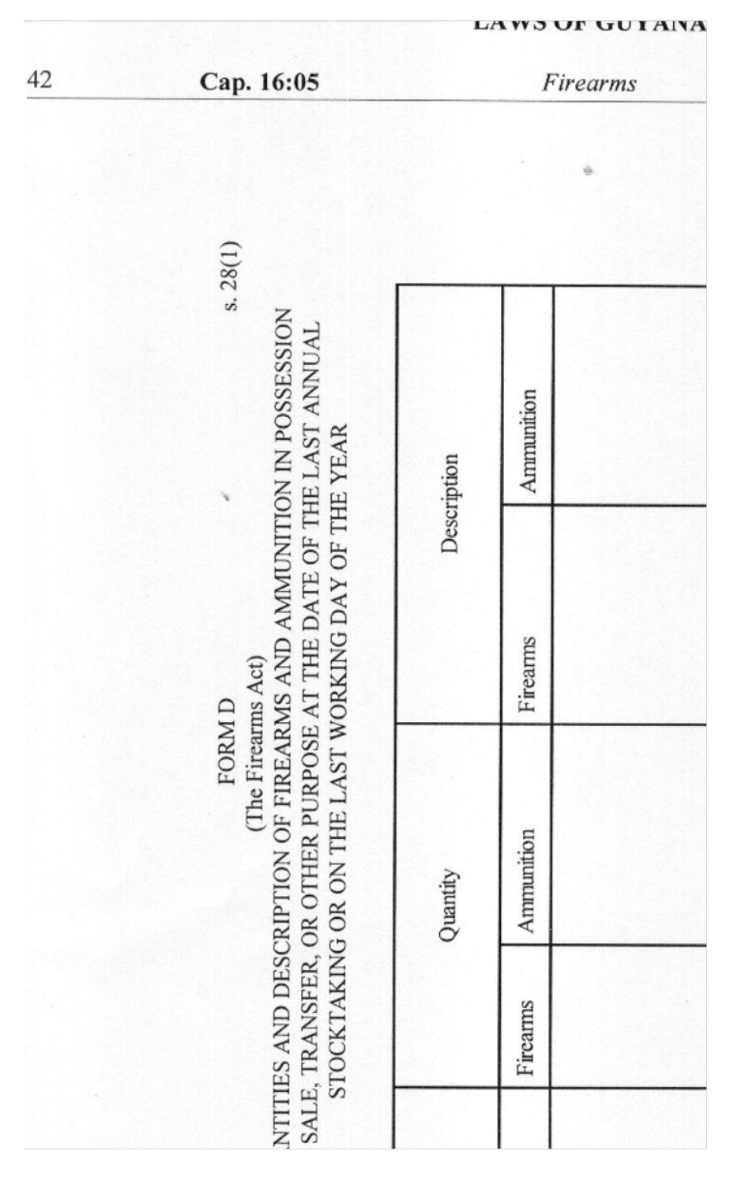FORM D

(The Firearms Act)

s. 28(1)

NTITIES AND DESCRIPTION OF FIREARMS AND AMMUNITION IN POSSESSION SALE, TRANSFER, OR OTHER PURPOSE AT THE DATE OF THE LAST ANNUAL STOCKTAKING OR ON THE LAST WORKING DAY OF THE YEAR

| Quantity | | Description | |
|---|---|---|---|
| Firearms | Ammunition | Firearms | Ammunition |
| | | | |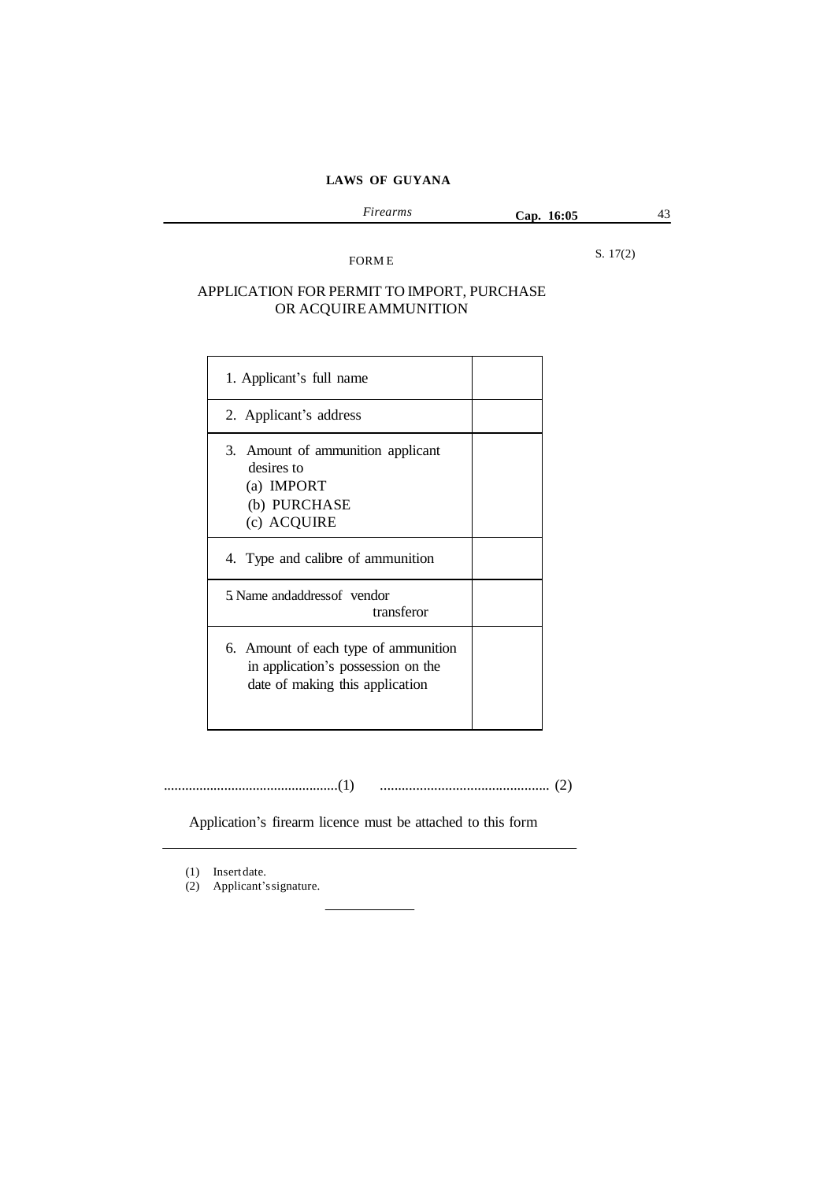S. 17(2)

FORM E

## APPLICATION FOR PERMIT TO IMPORT, PURCHASE OR ACQUIRE AMMUNITION

| | |
|---|---|
| 1. Applicant's full name | |
| 2. Applicant's address | |
| 3. Amount of ammunition applicant desires to<br>(a) IMPORT<br>(b) PURCHASE<br>(c) ACQUIRE | |
| 4. Type and calibre of ammunition | |
| 5 Name andaddressof vendor<br>transferor | |
| 6. Amount of each type of ammunition in application's possession on the date of making this application | |

................................................(1) .............................................. (2)

Application's firearm licence must be attached to this form

(1) Insert date.
(2) Applicant's signature.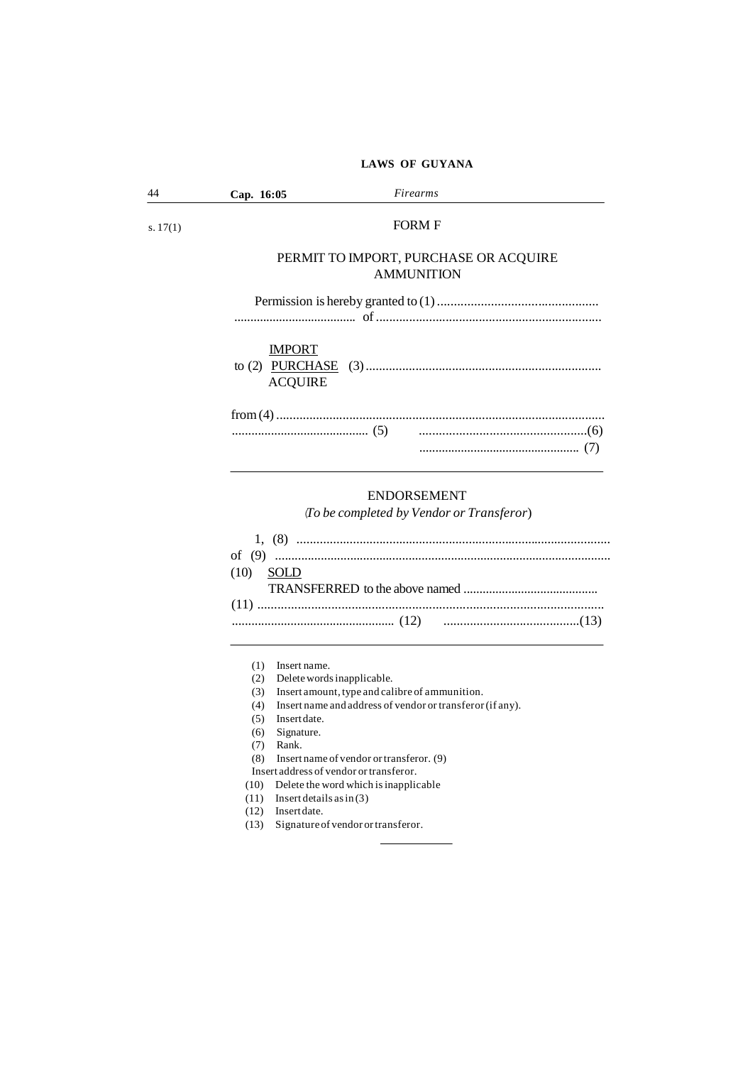s. 17(1)

## FORM F

### PERMIT TO IMPORT, PURCHASE OR ACQUIRE AMMUNITION

Permission is hereby granted to (1) ................................................
..................................... of ...................................................................

IMPORT
to (2) PURCHASE (3) ......................................................................
ACQUIRE

from (4) ..................................................................................................
.......................................... (5) ..................................................(6)
................................................. (7)

---

### ENDORSEMENT

*(To be completed by Vendor or Transferor)*

1, (8) .............................................................................................
of (9) .....................................................................................................
(10) SOLD
TRANSFERRED to the above named .........................................
(11) .......................................................................................................
................................................. (12) .........................................(13)

---

(1) Insert name.
(2) Delete words inapplicable.
(3) Insert amount, type and calibre of ammunition.
(4) Insert name and address of vendor or transferor (if any).
(5) Insert date.
(6) Signature.
(7) Rank.
(8) Insert name of vendor or transferor. (9)
Insert address of vendor or transferor.
(10) Delete the word which is inapplicable
(11) Insert details as in (3)
(12) Insert date.
(13) Signature of vendor or transferor.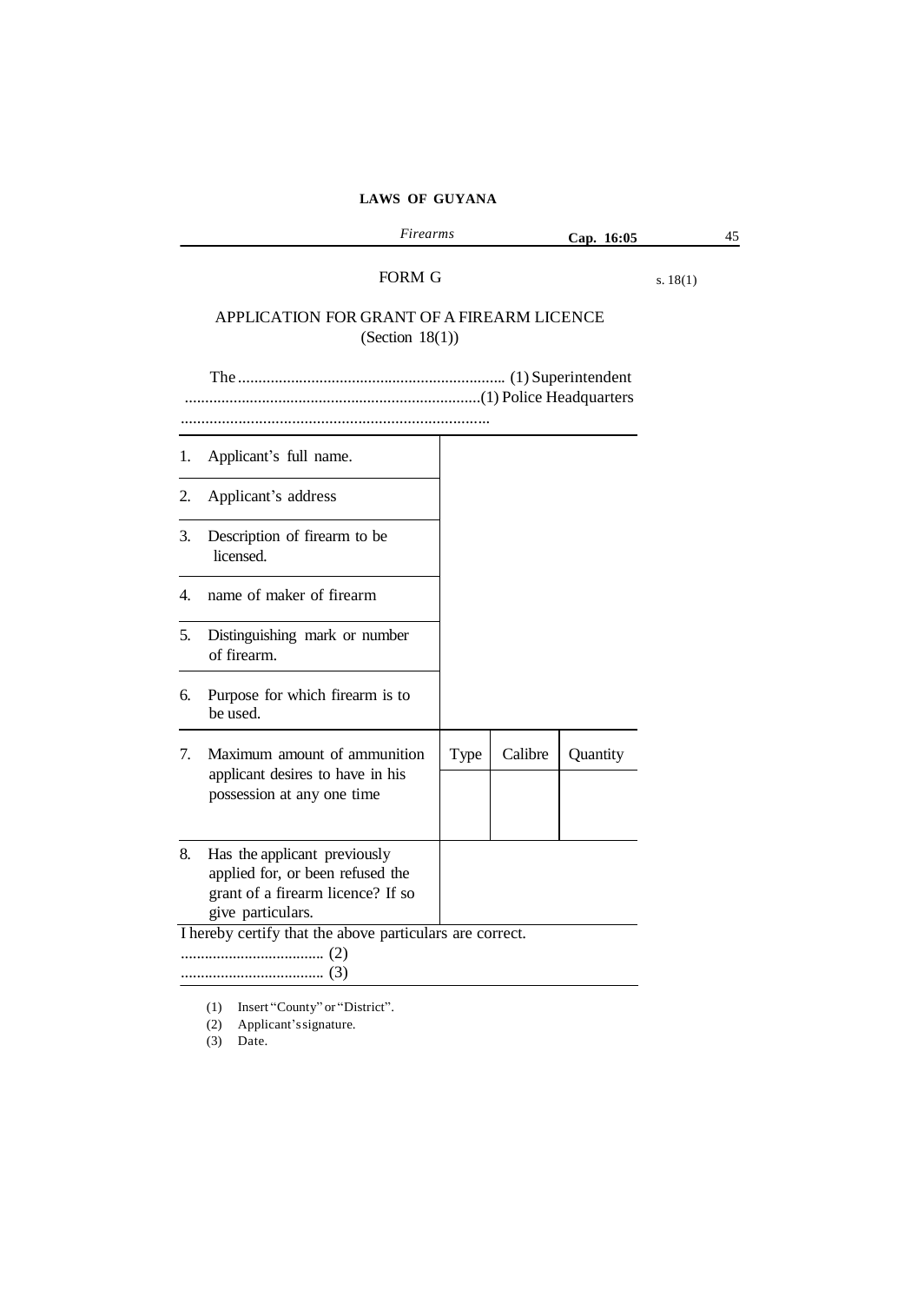## FORM G

s. 18(1)

### APPLICATION FOR GRANT OF A FIREARM LICENCE
(Section 18(1))

The ................................................................. (1) Superintendent
........................................................................(1) Police Headquarters
...........................................................................

| | | | |
|---|---|---|---|
| 1. Applicant's full name. | | | |
| 2. Applicant's address | | | |
| 3. Description of firearm to be licensed. | | | |
| 4. name of maker of firearm | | | |
| 5. Distinguishing mark or number of firearm. | | | |
| 6. Purpose for which firearm is to be used. | | | |
| 7. Maximum amount of ammunition applicant desires to have in his possession at any one time | Type | Calibre | Quantity |
| | | | |
| 8. Has the applicant previously applied for, or been refused the grant of a firearm licence? If so give particulars. | | | |

I hereby certify that the above particulars are correct.

.................................... (2)
.................................... (3)

(1) Insert "County" or "District".
(2) Applicant's signature.
(3) Date.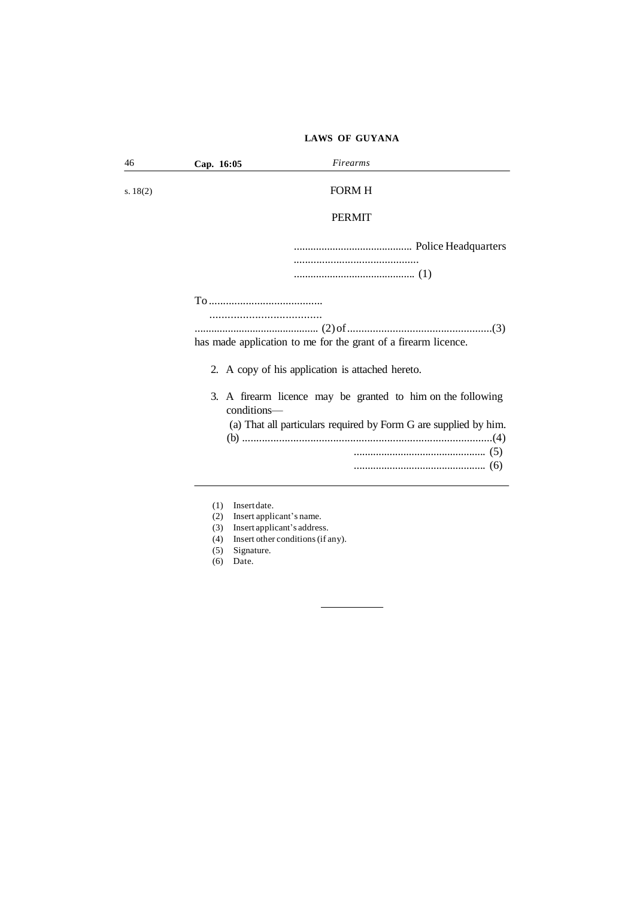s. 18(2)

## FORM H

## PERMIT

........................................... Police Headquarters
............................................
............................................ (1)

To ........................................
......................................
............................................ (2) of ..................................................(3)
has made application to me for the grant of a firearm licence.

2. A copy of his application is attached hereto.

3. A firearm licence may be granted to him on the following conditions—

(a) That all particulars required by Form G are supplied by him.
(b) .........................................................................................(4)

............................................... (5)
............................................... (6)

---

(1) Insert date.
(2) Insert applicant's name.
(3) Insert applicant's address.
(4) Insert other conditions (if any).
(5) Signature.
(6) Date.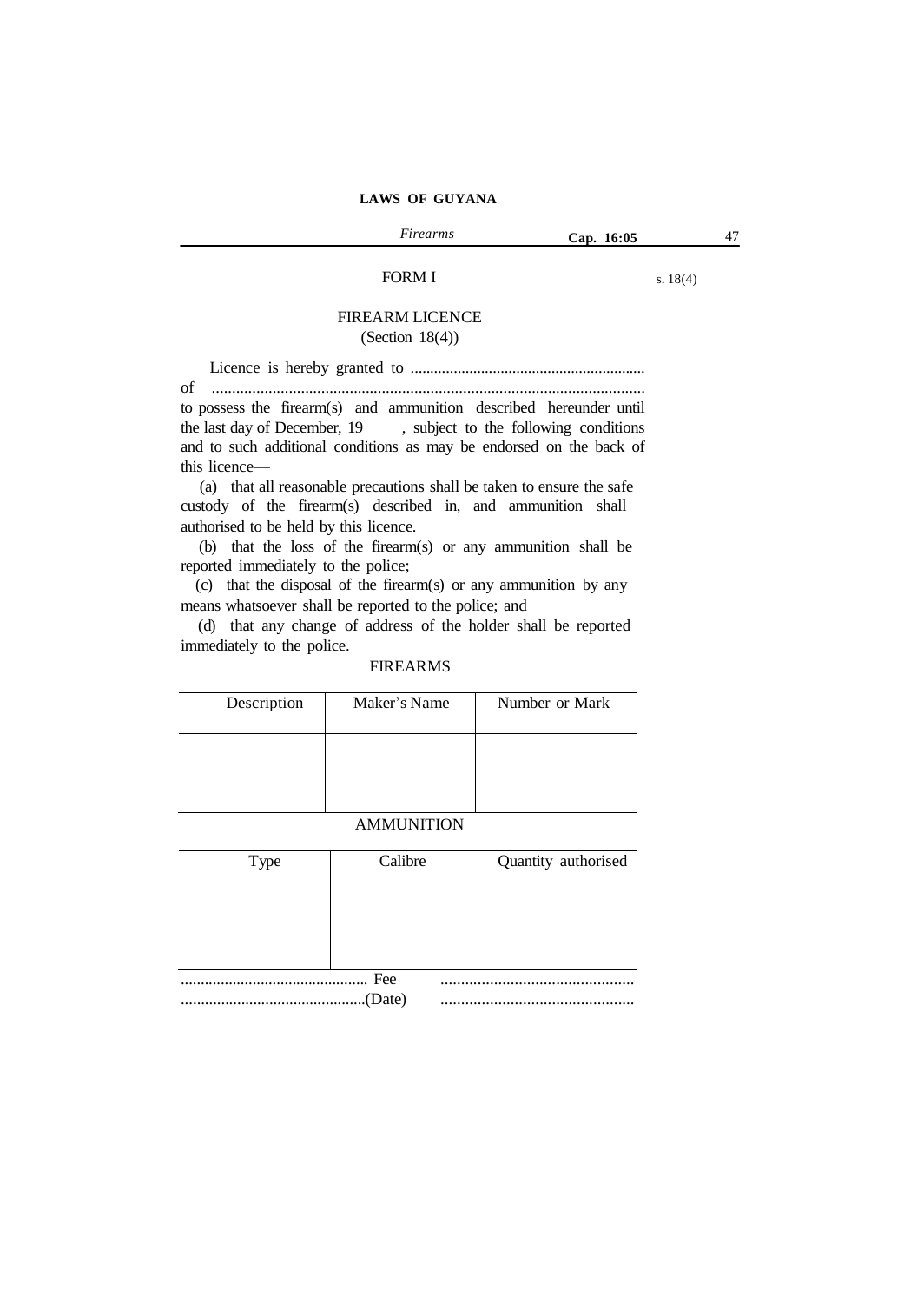## FORM I

s. 18(4)

### FIREARM LICENCE
(Section 18(4))

Licence is hereby granted to ...........................................................
of ..........................................................................................................
to possess the firearm(s) and ammunition described hereunder until the last day of December, 19 , subject to the following conditions and to such additional conditions as may be endorsed on the back of this licence—

(a) that all reasonable precautions shall be taken to ensure the safe custody of the firearm(s) described in, and ammunition shall authorised to be held by this licence.

(b) that the loss of the firearm(s) or any ammunition shall be reported immediately to the police;

(c) that the disposal of the firearm(s) or any ammunition by any means whatsoever shall be reported to the police; and

(d) that any change of address of the holder shall be reported immediately to the police.

FIREARMS

| Description | Maker's Name | Number or Mark |
|---|---|---|
| | | |

AMMUNITION

| Type | Calibre | Quantity authorised |
|---|---|---|
| | | |

.............................................. Fee ...............................................

..............................................(Date) ...............................................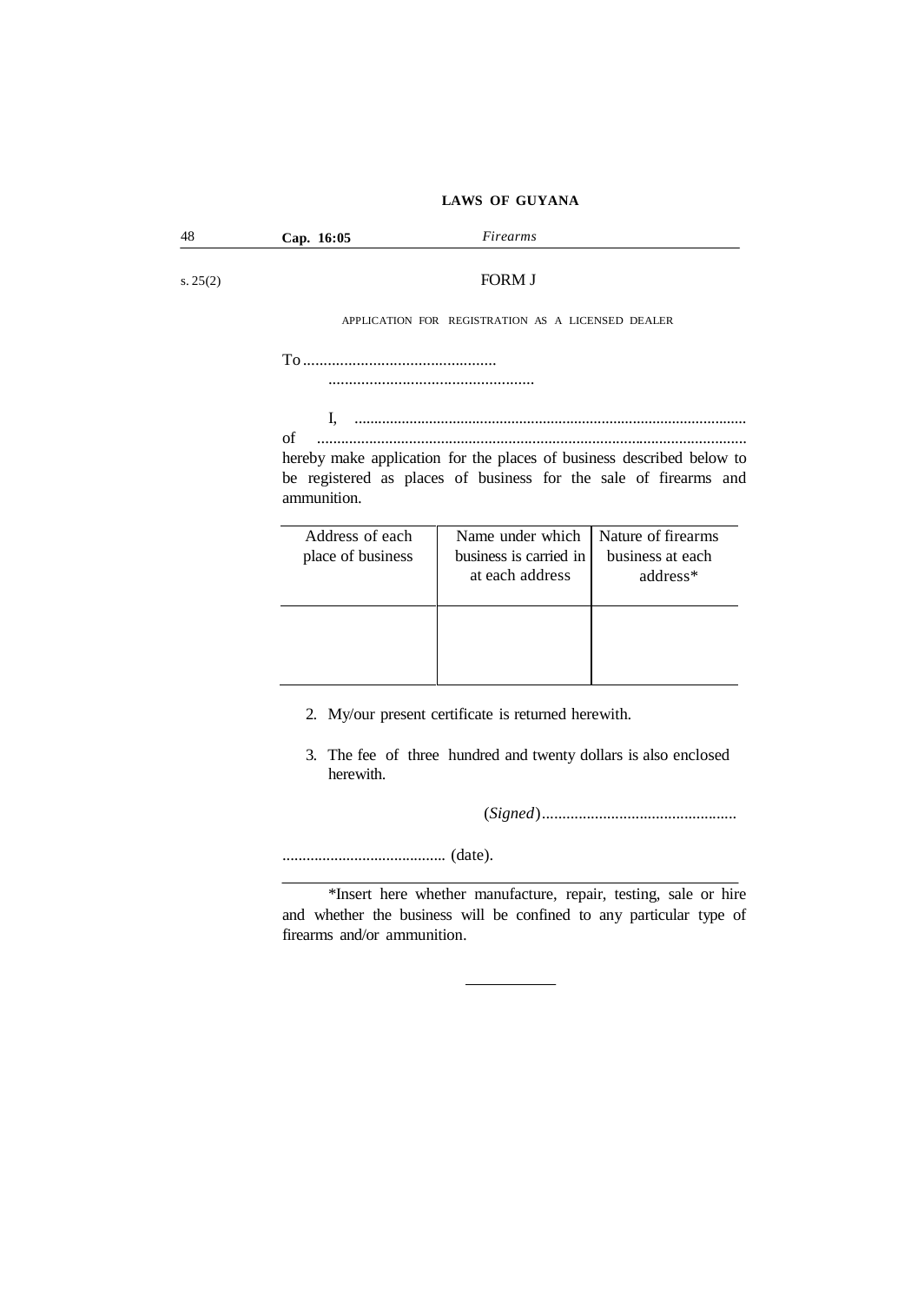s. 25(2)

# FORM J

APPLICATION FOR REGISTRATION AS A LICENSED DEALER

To ...............................................

..................................................

I, ..................................................................................................

of ...........................................................................................................

hereby make application for the places of business described below to be registered as places of business for the sale of firearms and ammunition.

| Address of each place of business | Name under which business is carried in at each address | Nature of firearms business at each address* |
|---|---|---|
| | | |

2. My/our present certificate is returned herewith.

3. The fee of three hundred and twenty dollars is also enclosed herewith.

(*Signed*)...............................................

......................................... (date).

---

*Insert here whether manufacture, repair, testing, sale or hire and whether the business will be confined to any particular type of firearms and/or ammunition.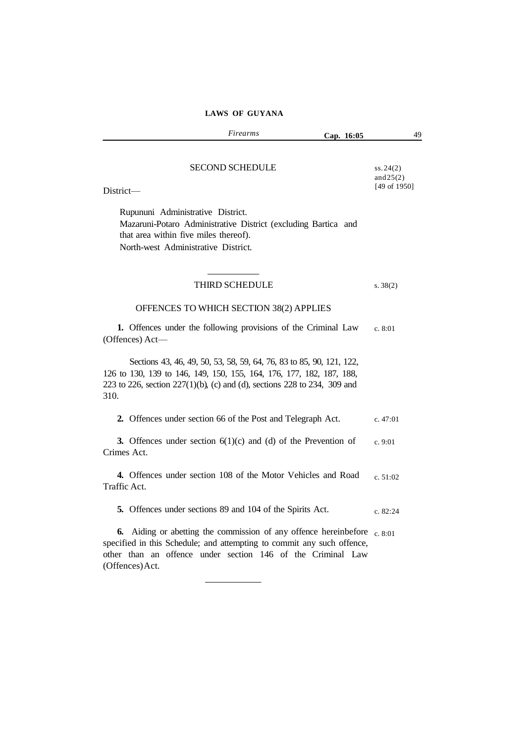## SECOND SCHEDULE

ss. 24(2) and 25(2) [49 of 1950]

District—

Rupununi Administrative District.
Mazaruni-Potaro Administrative District (excluding Bartica and that area within five miles thereof).
North-west Administrative District.

---

## THIRD SCHEDULE

s. 38(2)

### OFFENCES TO WHICH SECTION 38(2) APPLIES

**1.** Offences under the following provisions of the Criminal Law (Offences) Act— c. 8:01

Sections 43, 46, 49, 50, 53, 58, 59, 64, 76, 83 to 85, 90, 121, 122, 126 to 130, 139 to 146, 149, 150, 155, 164, 176, 177, 182, 187, 188, 223 to 226, section 227(1)(b), (c) and (d), sections 228 to 234, 309 and 310.

**2.** Offences under section 66 of the Post and Telegraph Act. c. 47:01

**3.** Offences under section 6(1)(c) and (d) of the Prevention of Crimes Act. c. 9:01

**4.** Offences under section 108 of the Motor Vehicles and Road Traffic Act. c. 51:02

**5.** Offences under sections 89 and 104 of the Spirits Act. c. 82:24

**6.** Aiding or abetting the commission of any offence hereinbefore specified in this Schedule; and attempting to commit any such offence, other than an offence under section 146 of the Criminal Law (Offences) Act. c. 8:01